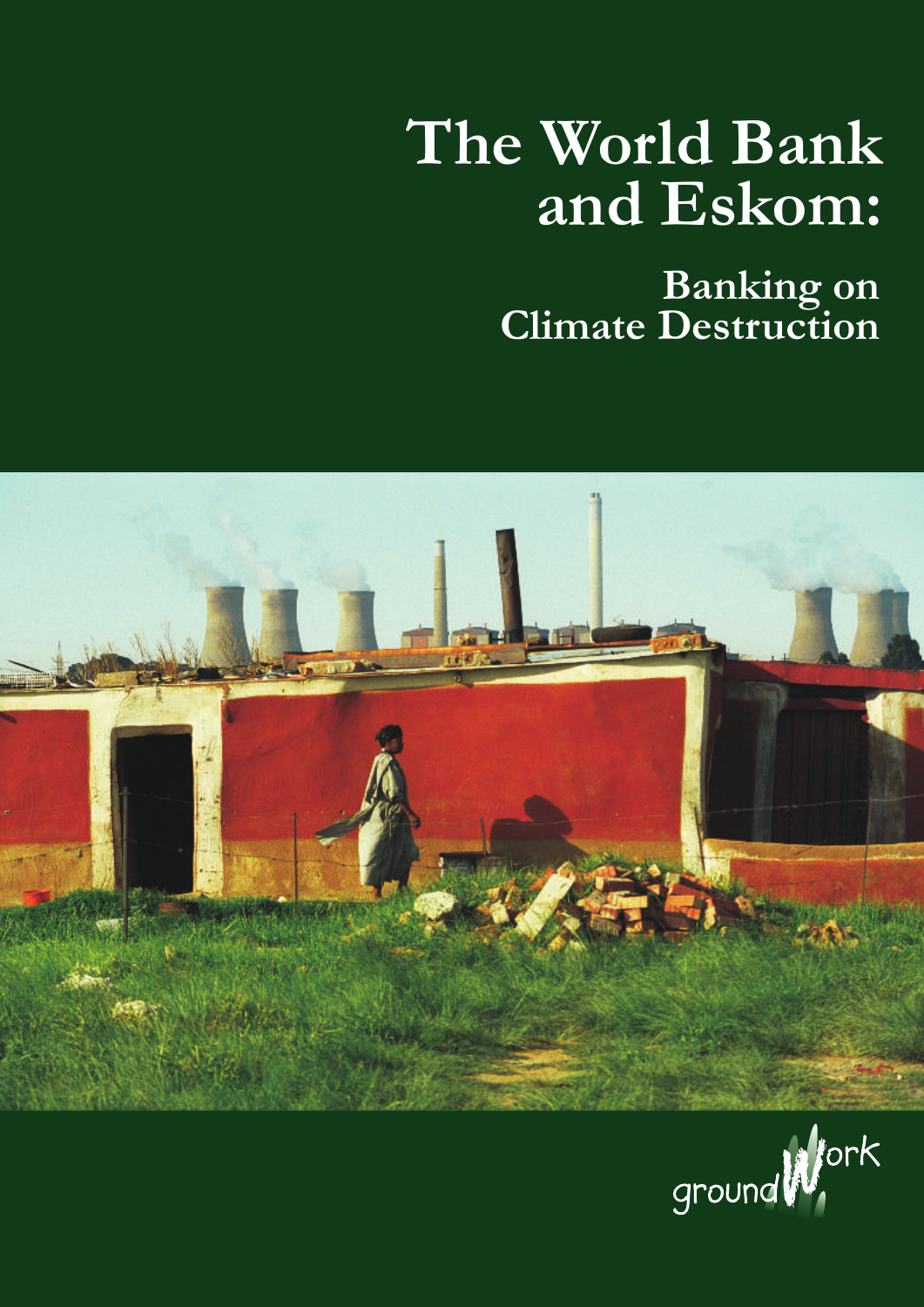# The World Bank and Eskom:

## Banking on Climate Destruction

groundWork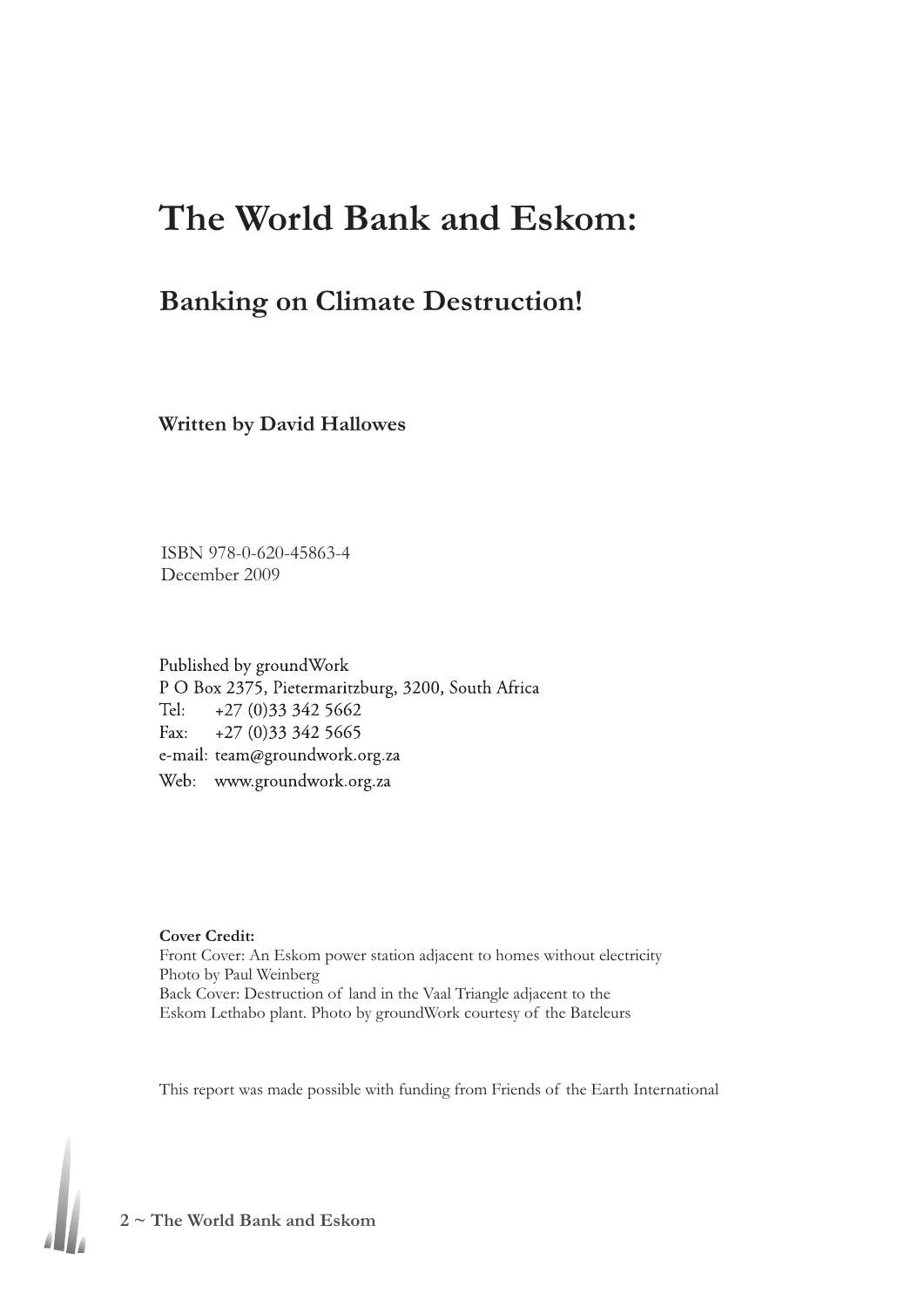# The World Bank and Eskom:

## Banking on Climate Destruction!

**Written by David Hallowes**

ISBN 978-0-620-45863-4
December 2009

Published by groundWork
P O Box 2375, Pietermaritzburg, 3200, South Africa
Tel: +27 (0)33 342 5662
Fax: +27 (0)33 342 5665
e-mail: team@groundwork.org.za
Web: www.groundwork.org.za

**Cover Credit:**
Front Cover: An Eskom power station adjacent to homes without electricity
Photo by Paul Weinberg
Back Cover: Destruction of land in the Vaal Triangle adjacent to the Eskom Lethabo plant. Photo by groundWork courtesy of the Bateleurs

This report was made possible with funding from Friends of the Earth International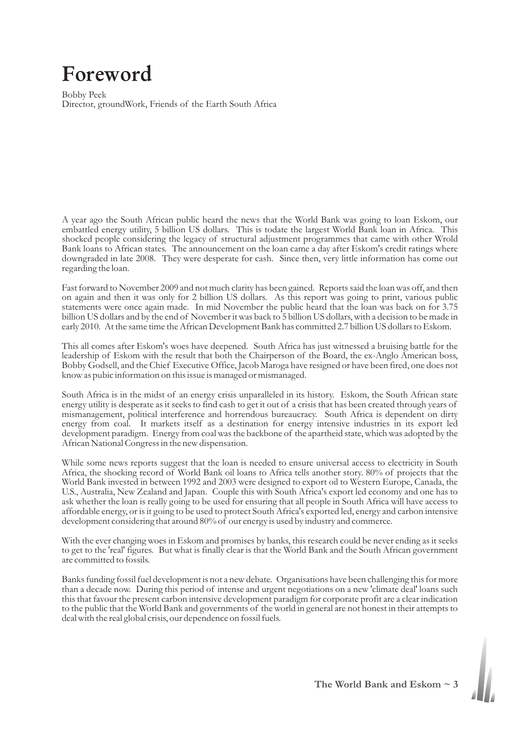# Foreword

Bobby Peek
Director, groundWork, Friends of the Earth South Africa

A year ago the South African public heard the news that the World Bank was going to loan Eskom, our embattled energy utility, 5 billion US dollars. This is todate the largest World Bank loan in Africa. This shocked people considering the legacy of structural adjustment programmes that came with other Wrold Bank loans to African states. The announcement on the loan came a day after Eskom's credit ratings where downgraded in late 2008. They were desperate for cash. Since then, very little information has come out regarding the loan.

Fast forward to November 2009 and not much clarity has been gained. Reports said the loan was off, and then on again and then it was only for 2 billion US dollars. As this report was going to print, various public statements were once again made. In mid November the public heard that the loan was back on for 3.75 billion US dollars and by the end of November it was back to 5 billion US dollars, with a decision to be made in early 2010. At the same time the African Development Bank has committed 2.7 billion US dollars to Eskom.

This all comes after Eskom's woes have deepened. South Africa has just witnessed a bruising battle for the leadership of Eskom with the result that both the Chairperson of the Board, the ex-Anglo American boss, Bobby Godsell, and the Chief Executive Office, Jacob Maroga have resigned or have been fired, one does not know as pubic information on this issue is managed or mismanaged.

South Africa is in the midst of an energy crisis unparalleled in its history. Eskom, the South African state energy utility is desperate as it seeks to find cash to get it out of a crisis that has been created through years of mismanagement, political interference and horrendous bureaucracy. South Africa is dependent on dirty energy from coal. It markets itself as a destination for energy intensive industries in its export led development paradigm. Energy from coal was the backbone of the apartheid state, which was adopted by the African National Congress in the new dispensation.

While some news reports suggest that the loan is needed to ensure universal access to electricity in South Africa, the shocking record of World Bank oil loans to Africa tells another story. 80% of projects that the World Bank invested in between 1992 and 2003 were designed to export oil to Western Europe, Canada, the U.S., Australia, New Zealand and Japan. Couple this with South Africa's export led economy and one has to ask whether the loan is really going to be used for ensuring that all people in South Africa will have access to affordable energy, or is it going to be used to protect South Africa's exported led, energy and carbon intensive development considering that around 80% of our energy is used by industry and commerce.

With the ever changing woes in Eskom and promises by banks, this research could be never ending as it seeks to get to the 'real' figures. But what is finally clear is that the World Bank and the South African government are committed to fossils.

Banks funding fossil fuel development is not a new debate. Organisations have been challenging this for more than a decade now. During this period of intense and urgent negotiations on a new 'climate deal' loans such this that favour the present carbon intensive development paradigm for corporate profit are a clear indication to the public that the World Bank and governments of the world in general are not honest in their attempts to deal with the real global crisis, our dependence on fossil fuels.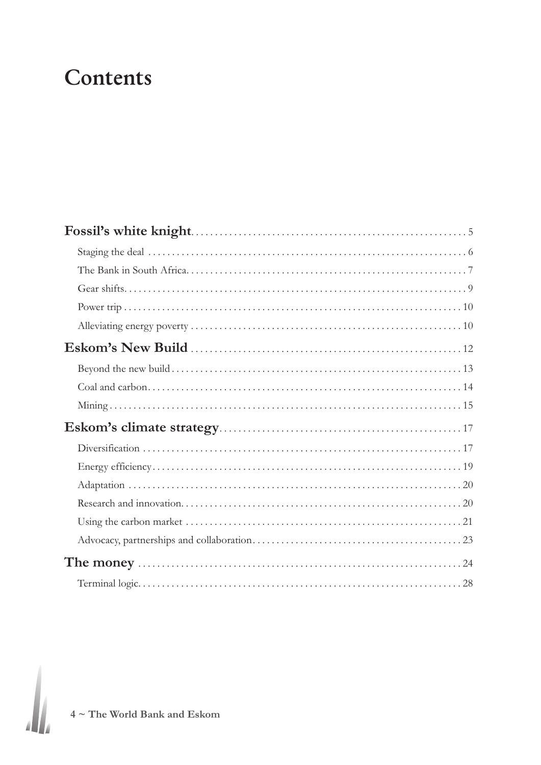# Contents

**Fossil's white knight** 5
- Staging the deal 6
- The Bank in South Africa 7
- Gear shifts 9
- Power trip 10
- Alleviating energy poverty 10

**Eskom's New Build** 12
- Beyond the new build 13
- Coal and carbon 14
- Mining 15

**Eskom's climate strategy** 17
- Diversification 17
- Energy efficiency 19
- Adaptation 20
- Research and innovation 20
- Using the carbon market 21
- Advocacy, partnerships and collaboration 23

**The money** 24
- Terminal logic 28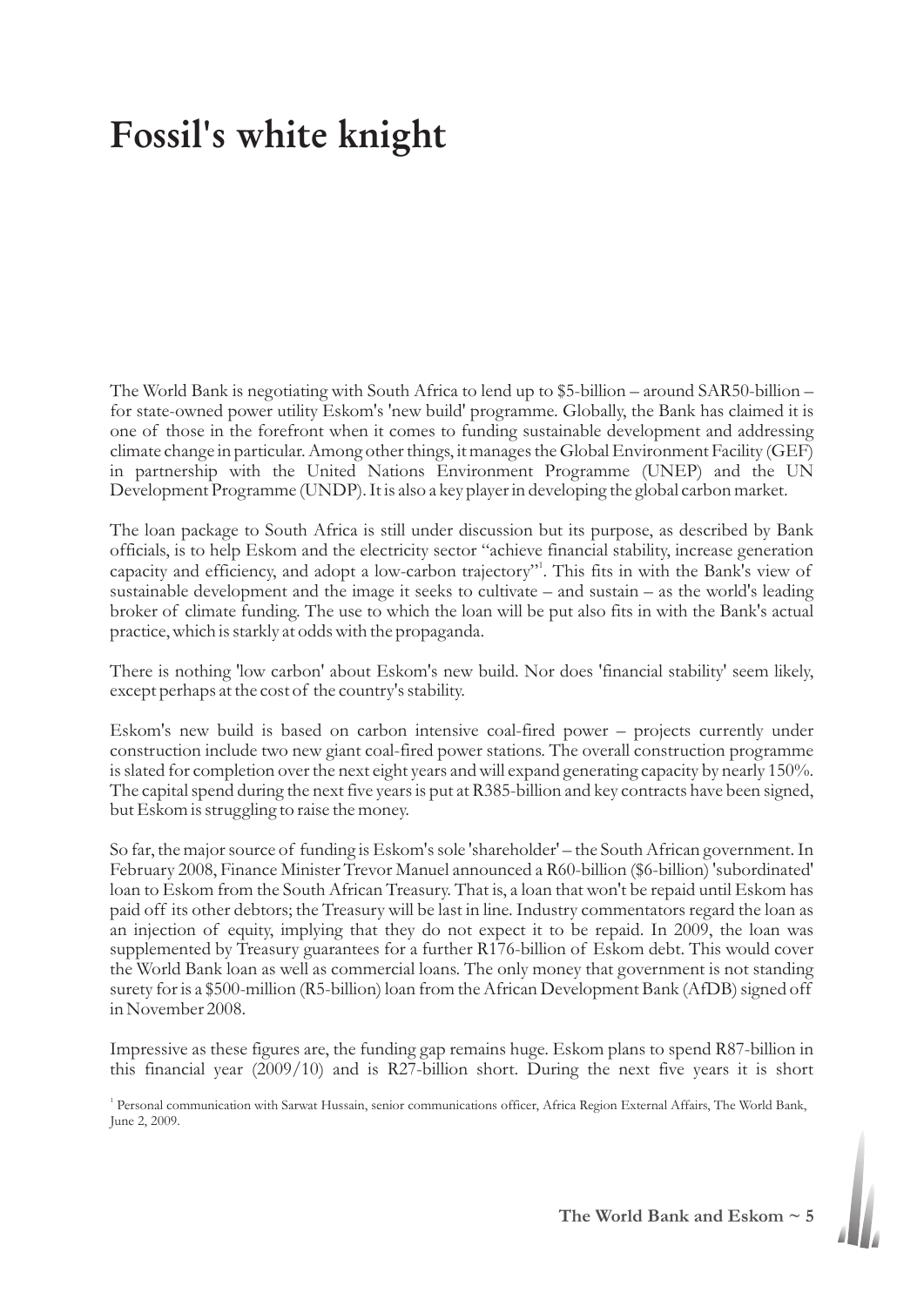# Fossil's white knight

The World Bank is negotiating with South Africa to lend up to \$5-billion – around SAR50-billion – for state-owned power utility Eskom's 'new build' programme. Globally, the Bank has claimed it is one of those in the forefront when it comes to funding sustainable development and addressing climate change in particular. Among other things, it manages the Global Environment Facility (GEF) in partnership with the United Nations Environment Programme (UNEP) and the UN Development Programme (UNDP). It is also a key player in developing the global carbon market.

The loan package to South Africa is still under discussion but its purpose, as described by Bank officials, is to help Eskom and the electricity sector "achieve financial stability, increase generation capacity and efficiency, and adopt a low-carbon trajectory"[1]. This fits in with the Bank's view of sustainable development and the image it seeks to cultivate – and sustain – as the world's leading broker of climate funding. The use to which the loan will be put also fits in with the Bank's actual practice, which is starkly at odds with the propaganda.

There is nothing 'low carbon' about Eskom's new build. Nor does 'financial stability' seem likely, except perhaps at the cost of the country's stability.

Eskom's new build is based on carbon intensive coal-fired power – projects currently under construction include two new giant coal-fired power stations. The overall construction programme is slated for completion over the next eight years and will expand generating capacity by nearly 150%. The capital spend during the next five years is put at R385-billion and key contracts have been signed, but Eskom is struggling to raise the money.

So far, the major source of funding is Eskom's sole 'shareholder' – the South African government. In February 2008, Finance Minister Trevor Manuel announced a R60-billion (\$6-billion) 'subordinated' loan to Eskom from the South African Treasury. That is, a loan that won't be repaid until Eskom has paid off its other debtors; the Treasury will be last in line. Industry commentators regard the loan as an injection of equity, implying that they do not expect it to be repaid. In 2009, the loan was supplemented by Treasury guarantees for a further R176-billion of Eskom debt. This would cover the World Bank loan as well as commercial loans. The only money that government is not standing surety for is a \$500-million (R5-billion) loan from the African Development Bank (AfDB) signed off in November 2008.

Impressive as these figures are, the funding gap remains huge. Eskom plans to spend R87-billion in this financial year (2009/10) and is R27-billion short. During the next five years it is short

[1] Personal communication with Sarwat Hussain, senior communications officer, Africa Region External Affairs, The World Bank, June 2, 2009.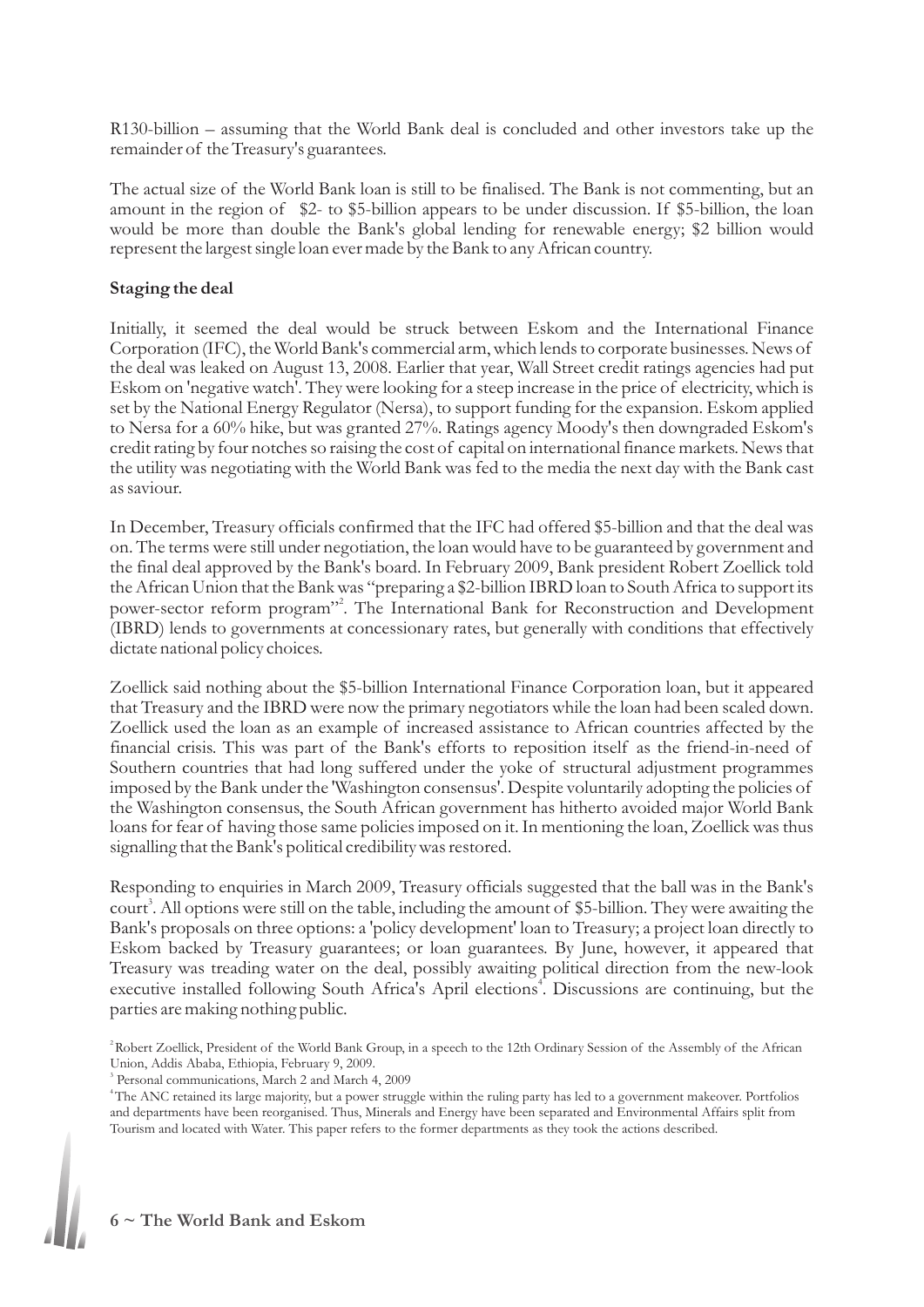R130-billion – assuming that the World Bank deal is concluded and other investors take up the remainder of the Treasury's guarantees.

The actual size of the World Bank loan is still to be finalised. The Bank is not commenting, but an amount in the region of  $2- to $5-billion appears to be under discussion. If $5-billion, the loan would be more than double the Bank's global lending for renewable energy; $2 billion would represent the largest single loan ever made by the Bank to any African country.

**Staging the deal**

Initially, it seemed the deal would be struck between Eskom and the International Finance Corporation (IFC), the World Bank's commercial arm, which lends to corporate businesses. News of the deal was leaked on August 13, 2008. Earlier that year, Wall Street credit ratings agencies had put Eskom on 'negative watch'. They were looking for a steep increase in the price of electricity, which is set by the National Energy Regulator (Nersa), to support funding for the expansion. Eskom applied to Nersa for a 60% hike, but was granted 27%. Ratings agency Moody's then downgraded Eskom's credit rating by four notches so raising the cost of capital on international finance markets. News that the utility was negotiating with the World Bank was fed to the media the next day with the Bank cast as saviour.

In December, Treasury officials confirmed that the IFC had offered $5-billion and that the deal was on. The terms were still under negotiation, the loan would have to be guaranteed by government and the final deal approved by the Bank's board. In February 2009, Bank president Robert Zoellick told the African Union that the Bank was "preparing a $2-billion IBRD loan to South Africa to support its power-sector reform program"[2]. The International Bank for Reconstruction and Development (IBRD) lends to governments at concessionary rates, but generally with conditions that effectively dictate national policy choices.

Zoellick said nothing about the $5-billion International Finance Corporation loan, but it appeared that Treasury and the IBRD were now the primary negotiators while the loan had been scaled down. Zoellick used the loan as an example of increased assistance to African countries affected by the financial crisis. This was part of the Bank's efforts to reposition itself as the friend-in-need of Southern countries that had long suffered under the yoke of structural adjustment programmes imposed by the Bank under the 'Washington consensus'. Despite voluntarily adopting the policies of the Washington consensus, the South African government has hitherto avoided major World Bank loans for fear of having those same policies imposed on it. In mentioning the loan, Zoellick was thus signalling that the Bank's political credibility was restored.

Responding to enquiries in March 2009, Treasury officials suggested that the ball was in the Bank's court[3]. All options were still on the table, including the amount of $5-billion. They were awaiting the Bank's proposals on three options: a 'policy development' loan to Treasury; a project loan directly to Eskom backed by Treasury guarantees; or loan guarantees. By June, however, it appeared that Treasury was treading water on the deal, possibly awaiting political direction from the new-look executive installed following South Africa's April elections[4]. Discussions are continuing, but the parties are making nothing public.

[2] Robert Zoellick, President of the World Bank Group, in a speech to the 12th Ordinary Session of the Assembly of the African Union, Addis Ababa, Ethiopia, February 9, 2009.

[3] Personal communications, March 2 and March 4, 2009

[4] The ANC retained its large majority, but a power struggle within the ruling party has led to a government makeover. Portfolios and departments have been reorganised. Thus, Minerals and Energy have been separated and Environmental Affairs split from Tourism and located with Water. This paper refers to the former departments as they took the actions described.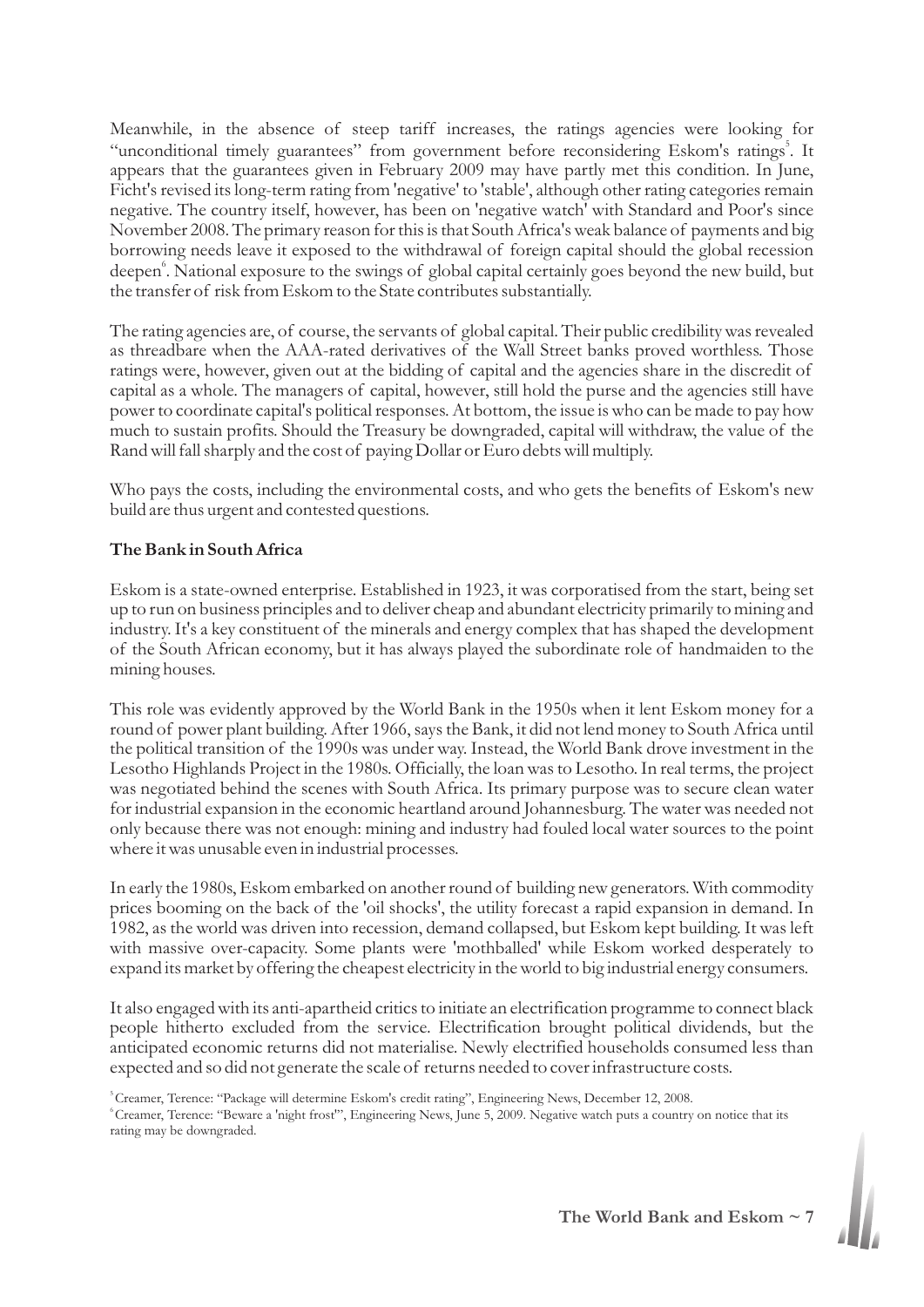Meanwhile, in the absence of steep tariff increases, the ratings agencies were looking for "unconditional timely guarantees" from government before reconsidering Eskom's ratings[5]. It appears that the guarantees given in February 2009 may have partly met this condition. In June, Ficht's revised its long-term rating from 'negative' to 'stable', although other rating categories remain negative. The country itself, however, has been on 'negative watch' with Standard and Poor's since November 2008. The primary reason for this is that South Africa's weak balance of payments and big borrowing needs leave it exposed to the withdrawal of foreign capital should the global recession deepen[6]. National exposure to the swings of global capital certainly goes beyond the new build, but the transfer of risk from Eskom to the State contributes substantially.

The rating agencies are, of course, the servants of global capital. Their public credibility was revealed as threadbare when the AAA-rated derivatives of the Wall Street banks proved worthless. Those ratings were, however, given out at the bidding of capital and the agencies share in the discredit of capital as a whole. The managers of capital, however, still hold the purse and the agencies still have power to coordinate capital's political responses. At bottom, the issue is who can be made to pay how much to sustain profits. Should the Treasury be downgraded, capital will withdraw, the value of the Rand will fall sharply and the cost of paying Dollar or Euro debts will multiply.

Who pays the costs, including the environmental costs, and who gets the benefits of Eskom's new build are thus urgent and contested questions.

**The Bank in South Africa**

Eskom is a state-owned enterprise. Established in 1923, it was corporatised from the start, being set up to run on business principles and to deliver cheap and abundant electricity primarily to mining and industry. It's a key constituent of the minerals and energy complex that has shaped the development of the South African economy, but it has always played the subordinate role of handmaiden to the mining houses.

This role was evidently approved by the World Bank in the 1950s when it lent Eskom money for a round of power plant building. After 1966, says the Bank, it did not lend money to South Africa until the political transition of the 1990s was under way. Instead, the World Bank drove investment in the Lesotho Highlands Project in the 1980s. Officially, the loan was to Lesotho. In real terms, the project was negotiated behind the scenes with South Africa. Its primary purpose was to secure clean water for industrial expansion in the economic heartland around Johannesburg. The water was needed not only because there was not enough: mining and industry had fouled local water sources to the point where it was unusable even in industrial processes.

In early the 1980s, Eskom embarked on another round of building new generators. With commodity prices booming on the back of the 'oil shocks', the utility forecast a rapid expansion in demand. In 1982, as the world was driven into recession, demand collapsed, but Eskom kept building. It was left with massive over-capacity. Some plants were 'mothballed' while Eskom worked desperately to expand its market by offering the cheapest electricity in the world to big industrial energy consumers.

It also engaged with its anti-apartheid critics to initiate an electrification programme to connect black people hitherto excluded from the service. Electrification brought political dividends, but the anticipated economic returns did not materialise. Newly electrified households consumed less than expected and so did not generate the scale of returns needed to cover infrastructure costs.

[5] Creamer, Terence: "Package will determine Eskom's credit rating", Engineering News, December 12, 2008.

[6] Creamer, Terence: "Beware a 'night frost'", Engineering News, June 5, 2009. Negative watch puts a country on notice that its rating may be downgraded.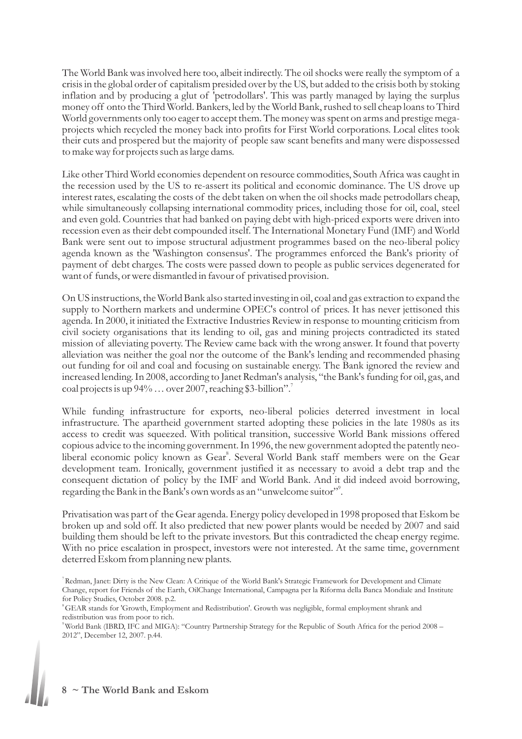The World Bank was involved here too, albeit indirectly. The oil shocks were really the symptom of a crisis in the global order of capitalism presided over by the US, but added to the crisis both by stoking inflation and by producing a glut of 'petrodollars'. This was partly managed by laying the surplus money off onto the Third World. Bankers, led by the World Bank, rushed to sell cheap loans to Third World governments only too eager to accept them. The money was spent on arms and prestige mega-projects which recycled the money back into profits for First World corporations. Local elites took their cuts and prospered but the majority of people saw scant benefits and many were dispossessed to make way for projects such as large dams.

Like other Third World economies dependent on resource commodities, South Africa was caught in the recession used by the US to re-assert its political and economic dominance. The US drove up interest rates, escalating the costs of the debt taken on when the oil shocks made petrodollars cheap, while simultaneously collapsing international commodity prices, including those for oil, coal, steel and even gold. Countries that had banked on paying debt with high-priced exports were driven into recession even as their debt compounded itself. The International Monetary Fund (IMF) and World Bank were sent out to impose structural adjustment programmes based on the neo-liberal policy agenda known as the 'Washington consensus'. The programmes enforced the Bank's priority of payment of debt charges. The costs were passed down to people as public services degenerated for want of funds, or were dismantled in favour of privatised provision.

On US instructions, the World Bank also started investing in oil, coal and gas extraction to expand the supply to Northern markets and undermine OPEC's control of prices. It has never jettisoned this agenda. In 2000, it initiated the Extractive Industries Review in response to mounting criticism from civil society organisations that its lending to oil, gas and mining projects contradicted its stated mission of alleviating poverty. The Review came back with the wrong answer. It found that poverty alleviation was neither the goal nor the outcome of the Bank's lending and recommended phasing out funding for oil and coal and focusing on sustainable energy. The Bank ignored the review and increased lending. In 2008, according to Janet Redman's analysis, "the Bank's funding for oil, gas, and coal projects is up 94% … over 2007, reaching $3-billion".[7]

While funding infrastructure for exports, neo-liberal policies deterred investment in local infrastructure. The apartheid government started adopting these policies in the late 1980s as its access to credit was squeezed. With political transition, successive World Bank missions offered copious advice to the incoming government. In 1996, the new government adopted the patently neo-liberal economic policy known as Gear[8]. Several World Bank staff members were on the Gear development team. Ironically, government justified it as necessary to avoid a debt trap and the consequent dictation of policy by the IMF and World Bank. And it did indeed avoid borrowing, regarding the Bank in the Bank's own words as an "unwelcome suitor"[9].

Privatisation was part of the Gear agenda. Energy policy developed in 1998 proposed that Eskom be broken up and sold off. It also predicted that new power plants would be needed by 2007 and said building them should be left to the private investors. But this contradicted the cheap energy regime. With no price escalation in prospect, investors were not interested. At the same time, government deterred Eskom from planning new plants.

[7] Redman, Janet: Dirty is the New Clean: A Critique of the World Bank's Strategic Framework for Development and Climate Change, report for Friends of the Earth, OilChange International, Campagna per la Riforma della Banca Mondiale and Institute for Policy Studies, October 2008. p.2.

[8] GEAR stands for 'Growth, Employment and Redistribution'. Growth was negligible, formal employment shrank and redistribution was from poor to rich.

[9] World Bank (IBRD, IFC and MIGA): "Country Partnership Strategy for the Republic of South Africa for the period 2008 – 2012", December 12, 2007. p.44.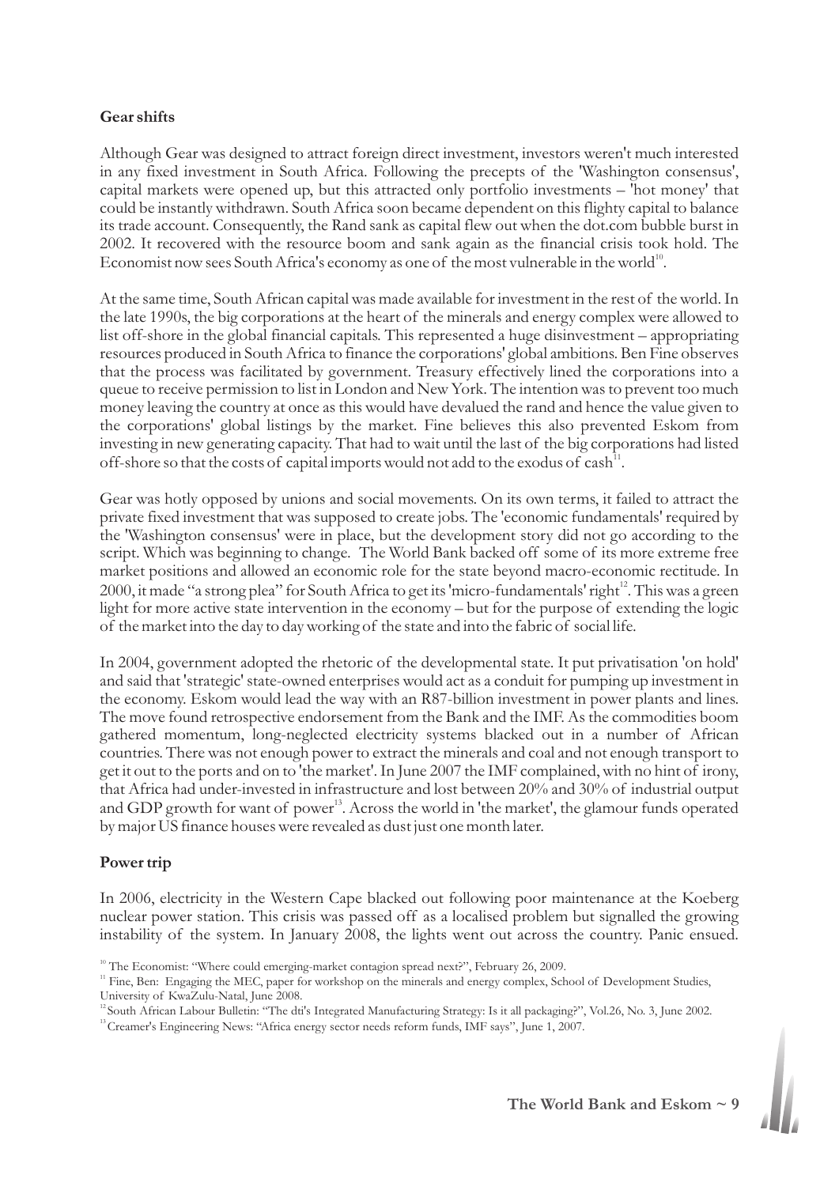**Gear shifts**

Although Gear was designed to attract foreign direct investment, investors weren't much interested in any fixed investment in South Africa. Following the precepts of the 'Washington consensus', capital markets were opened up, but this attracted only portfolio investments – 'hot money' that could be instantly withdrawn. South Africa soon became dependent on this flighty capital to balance its trade account. Consequently, the Rand sank as capital flew out when the dot.com bubble burst in 2002. It recovered with the resource boom and sank again as the financial crisis took hold. The Economist now sees South Africa's economy as one of the most vulnerable in the world[10].

At the same time, South African capital was made available for investment in the rest of the world. In the late 1990s, the big corporations at the heart of the minerals and energy complex were allowed to list off-shore in the global financial capitals. This represented a huge disinvestment – appropriating resources produced in South Africa to finance the corporations' global ambitions. Ben Fine observes that the process was facilitated by government. Treasury effectively lined the corporations into a queue to receive permission to list in London and New York. The intention was to prevent too much money leaving the country at once as this would have devalued the rand and hence the value given to the corporations' global listings by the market. Fine believes this also prevented Eskom from investing in new generating capacity. That had to wait until the last of the big corporations had listed off-shore so that the costs of capital imports would not add to the exodus of cash[11].

Gear was hotly opposed by unions and social movements. On its own terms, it failed to attract the private fixed investment that was supposed to create jobs. The 'economic fundamentals' required by the 'Washington consensus' were in place, but the development story did not go according to the script. Which was beginning to change. The World Bank backed off some of its more extreme free market positions and allowed an economic role for the state beyond macro-economic rectitude. In 2000, it made "a strong plea" for South Africa to get its 'micro-fundamentals' right[12]. This was a green light for more active state intervention in the economy – but for the purpose of extending the logic of the market into the day to day working of the state and into the fabric of social life.

In 2004, government adopted the rhetoric of the developmental state. It put privatisation 'on hold' and said that 'strategic' state-owned enterprises would act as a conduit for pumping up investment in the economy. Eskom would lead the way with an R87-billion investment in power plants and lines. The move found retrospective endorsement from the Bank and the IMF. As the commodities boom gathered momentum, long-neglected electricity systems blacked out in a number of African countries. There was not enough power to extract the minerals and coal and not enough transport to get it out to the ports and on to 'the market'. In June 2007 the IMF complained, with no hint of irony, that Africa had under-invested in infrastructure and lost between 20% and 30% of industrial output and GDP growth for want of power[13]. Across the world in 'the market', the glamour funds operated by major US finance houses were revealed as dust just one month later.

**Power trip**

In 2006, electricity in the Western Cape blacked out following poor maintenance at the Koeberg nuclear power station. This crisis was passed off as a localised problem but signalled the growing instability of the system. In January 2008, the lights went out across the country. Panic ensued.

[10] The Economist: "Where could emerging-market contagion spread next?", February 26, 2009.

[11] Fine, Ben: Engaging the MEC, paper for workshop on the minerals and energy complex, School of Development Studies, University of KwaZulu-Natal, June 2008.

[12] South African Labour Bulletin: "The dti's Integrated Manufacturing Strategy: Is it all packaging?", Vol.26, No. 3, June 2002.

[13] Creamer's Engineering News: "Africa energy sector needs reform funds, IMF says", June 1, 2007.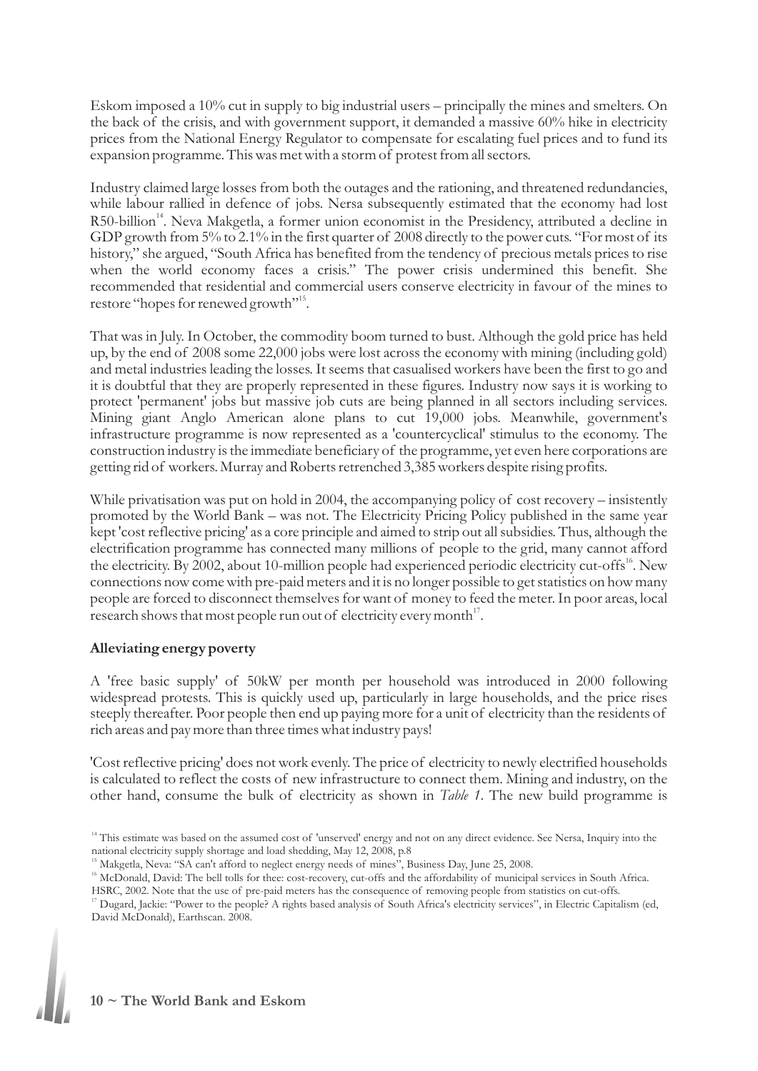Eskom imposed a 10% cut in supply to big industrial users – principally the mines and smelters. On the back of the crisis, and with government support, it demanded a massive 60% hike in electricity prices from the National Energy Regulator to compensate for escalating fuel prices and to fund its expansion programme. This was met with a storm of protest from all sectors.

Industry claimed large losses from both the outages and the rationing, and threatened redundancies, while labour rallied in defence of jobs. Nersa subsequently estimated that the economy had lost R50-billion[14]. Neva Makgetla, a former union economist in the Presidency, attributed a decline in GDP growth from 5% to 2.1% in the first quarter of 2008 directly to the power cuts. "For most of its history," she argued, "South Africa has benefited from the tendency of precious metals prices to rise when the world economy faces a crisis." The power crisis undermined this benefit. She recommended that residential and commercial users conserve electricity in favour of the mines to restore "hopes for renewed growth"[15].

That was in July. In October, the commodity boom turned to bust. Although the gold price has held up, by the end of 2008 some 22,000 jobs were lost across the economy with mining (including gold) and metal industries leading the losses. It seems that casualised workers have been the first to go and it is doubtful that they are properly represented in these figures. Industry now says it is working to protect 'permanent' jobs but massive job cuts are being planned in all sectors including services. Mining giant Anglo American alone plans to cut 19,000 jobs. Meanwhile, government's infrastructure programme is now represented as a 'countercyclical' stimulus to the economy. The construction industry is the immediate beneficiary of the programme, yet even here corporations are getting rid of workers. Murray and Roberts retrenched 3,385 workers despite rising profits.

While privatisation was put on hold in 2004, the accompanying policy of cost recovery – insistently promoted by the World Bank – was not. The Electricity Pricing Policy published in the same year kept 'cost reflective pricing' as a core principle and aimed to strip out all subsidies. Thus, although the electrification programme has connected many millions of people to the grid, many cannot afford the electricity. By 2002, about 10-million people had experienced periodic electricity cut-offs[16]. New connections now come with pre-paid meters and it is no longer possible to get statistics on how many people are forced to disconnect themselves for want of money to feed the meter. In poor areas, local research shows that most people run out of electricity every month[17].

**Alleviating energy poverty**

A 'free basic supply' of 50kW per month per household was introduced in 2000 following widespread protests. This is quickly used up, particularly in large households, and the price rises steeply thereafter. Poor people then end up paying more for a unit of electricity than the residents of rich areas and pay more than three times what industry pays!

'Cost reflective pricing' does not work evenly. The price of electricity to newly electrified households is calculated to reflect the costs of new infrastructure to connect them. Mining and industry, on the other hand, consume the bulk of electricity as shown in *Table 1*. The new build programme is

[14] This estimate was based on the assumed cost of 'unserved' energy and not on any direct evidence. See Nersa, Inquiry into the national electricity supply shortage and load shedding, May 12, 2008, p.8

[15] Makgetla, Neva: "SA can't afford to neglect energy needs of mines", Business Day, June 25, 2008.

[16] McDonald, David: The bell tolls for thee: cost-recovery, cut-offs and the affordability of municipal services in South Africa. HSRC, 2002. Note that the use of pre-paid meters has the consequence of removing people from statistics on cut-offs.

[17] Dugard, Jackie: "Power to the people? A rights based analysis of South Africa's electricity services", in Electric Capitalism (ed, David McDonald), Earthscan. 2008.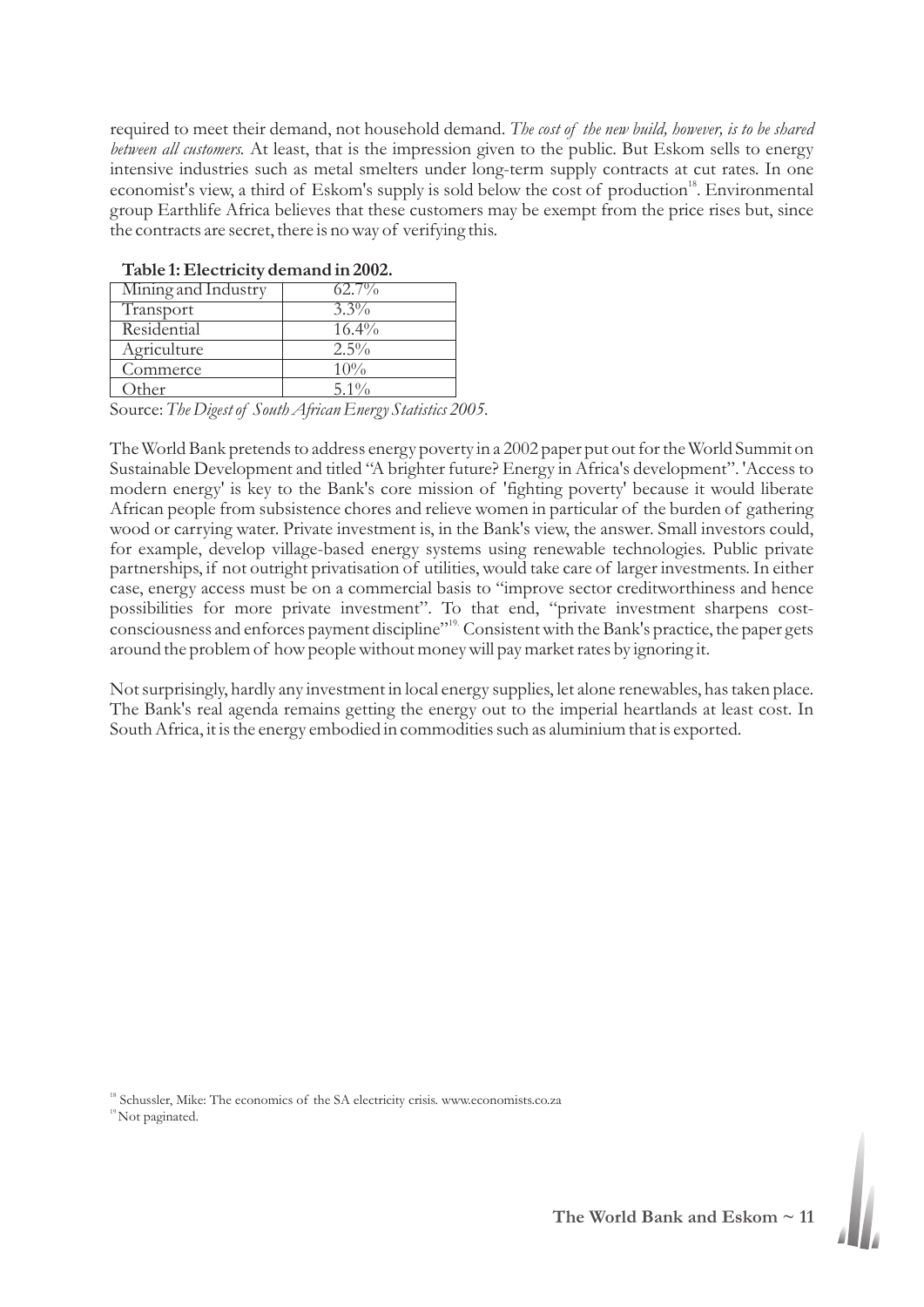required to meet their demand, not household demand. *The cost of the new build, however, is to be shared between all customers.* At least, that is the impression given to the public. But Eskom sells to energy intensive industries such as metal smelters under long-term supply contracts at cut rates. In one economist's view, a third of Eskom's supply is sold below the cost of production[18]. Environmental group Earthlife Africa believes that these customers may be exempt from the price rises but, since the contracts are secret, there is no way of verifying this.

**Table 1: Electricity demand in 2002.**

| Sector | Share |
|---|---|
| Mining and Industry | 62.7% |
| Transport | 3.3% |
| Residential | 16.4% |
| Agriculture | 2.5% |
| Commerce | 10% |
| Other | 5.1% |

Source: *The Digest of South African Energy Statistics 2005.*

The World Bank pretends to address energy poverty in a 2002 paper put out for the World Summit on Sustainable Development and titled "A brighter future? Energy in Africa's development". 'Access to modern energy' is key to the Bank's core mission of 'fighting poverty' because it would liberate African people from subsistence chores and relieve women in particular of the burden of gathering wood or carrying water. Private investment is, in the Bank's view, the answer. Small investors could, for example, develop village-based energy systems using renewable technologies. Public private partnerships, if not outright privatisation of utilities, would take care of larger investments. In either case, energy access must be on a commercial basis to "improve sector creditworthiness and hence possibilities for more private investment". To that end, "private investment sharpens cost-consciousness and enforces payment discipline"[19]. Consistent with the Bank's practice, the paper gets around the problem of how people without money will pay market rates by ignoring it.

Not surprisingly, hardly any investment in local energy supplies, let alone renewables, has taken place. The Bank's real agenda remains getting the energy out to the imperial heartlands at least cost. In South Africa, it is the energy embodied in commodities such as aluminium that is exported.

[18] Schussler, Mike: The economics of the SA electricity crisis. www.economists.co.za

[19] Not paginated.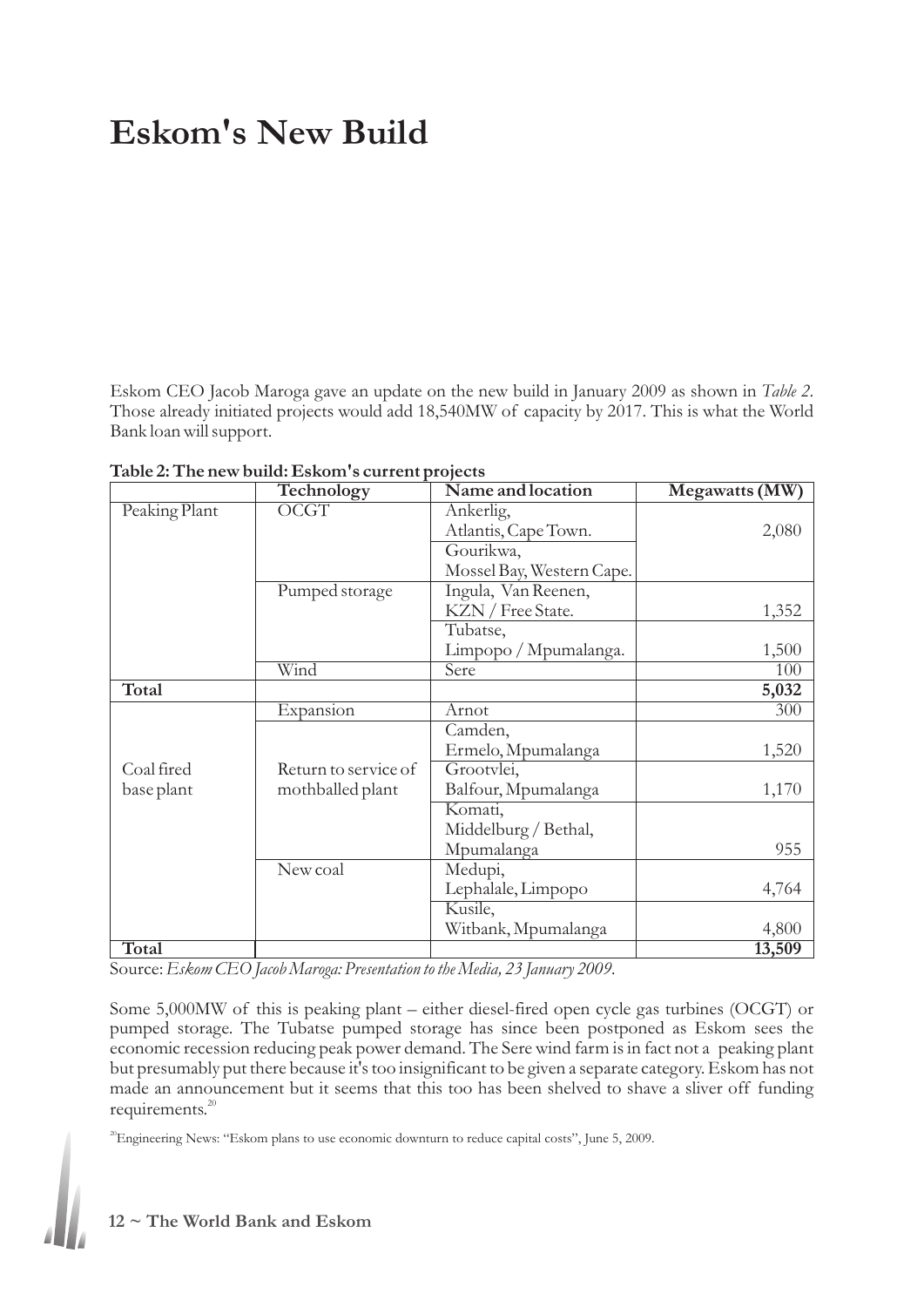# Eskom's New Build

Eskom CEO Jacob Maroga gave an update on the new build in January 2009 as shown in *Table 2*. Those already initiated projects would add 18,540MW of capacity by 2017. This is what the World Bank loan will support.

**Table 2: The new build: Eskom's current projects**

| | Technology | Name and location | Megawatts (MW) |
|---|---|---|---|
| Peaking Plant | OCGT | Ankerlig, Atlantis, Cape Town. | 2,080 |
| | | Gourikwa, Mossel Bay, Western Cape. | |
| | Pumped storage | Ingula, Van Reenen, KZN / Free State. | 1,352 |
| | | Tubatse, Limpopo / Mpumalanga. | 1,500 |
| | Wind | Sere | 100 |
| **Total** | | | **5,032** |
| Coal fired base plant | Expansion | Arnot | 300 |
| | Return to service of mothballed plant | Camden, Ermelo, Mpumalanga | 1,520 |
| | | Grootvlei, Balfour, Mpumalanga | 1,170 |
| | | Komati, Middelburg / Bethal, Mpumalanga | 955 |
| | New coal | Medupi, Lephalale, Limpopo | 4,764 |
| | | Kusile, Witbank, Mpumalanga | 4,800 |
| **Total** | | | **13,509** |

Source: *Eskom CEO Jacob Maroga: Presentation to the Media, 23 January 2009.*

Some 5,000MW of this is peaking plant – either diesel-fired open cycle gas turbines (OCGT) or pumped storage. The Tubatse pumped storage has since been postponed as Eskom sees the economic recession reducing peak power demand. The Sere wind farm is in fact not a peaking plant but presumably put there because it's too insignificant to be given a separate category. Eskom has not made an announcement but it seems that this too has been shelved to shave a sliver off funding requirements.[20]

[20] Engineering News: "Eskom plans to use economic downturn to reduce capital costs", June 5, 2009.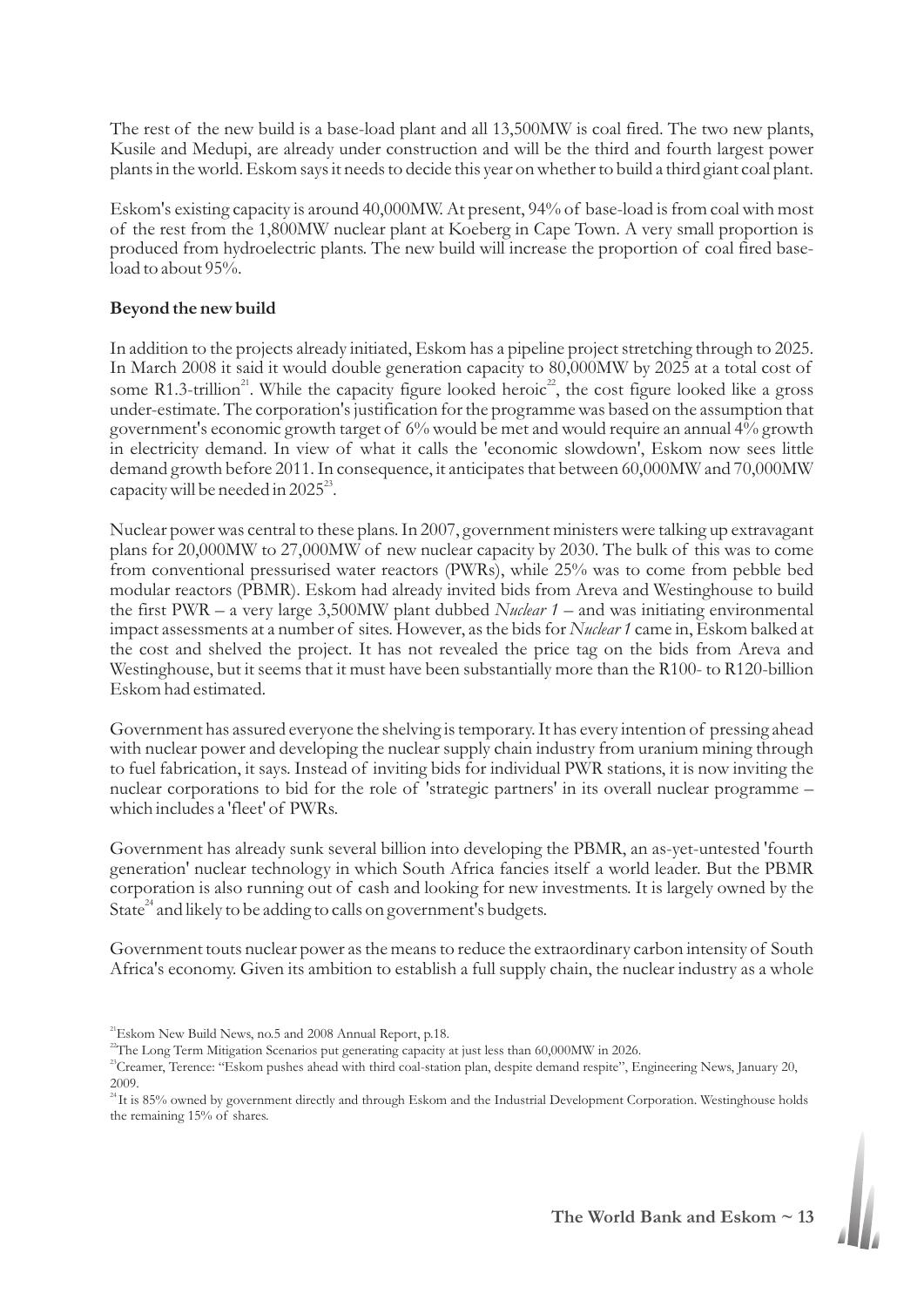The rest of the new build is a base-load plant and all 13,500MW is coal fired. The two new plants, Kusile and Medupi, are already under construction and will be the third and fourth largest power plants in the world. Eskom says it needs to decide this year on whether to build a third giant coal plant.

Eskom's existing capacity is around 40,000MW. At present, 94% of base-load is from coal with most of the rest from the 1,800MW nuclear plant at Koeberg in Cape Town. A very small proportion is produced from hydroelectric plants. The new build will increase the proportion of coal fired base-load to about 95%.

**Beyond the new build**

In addition to the projects already initiated, Eskom has a pipeline project stretching through to 2025. In March 2008 it said it would double generation capacity to 80,000MW by 2025 at a total cost of some R1.3-trillion[21]. While the capacity figure looked heroic[22], the cost figure looked like a gross under-estimate. The corporation's justification for the programme was based on the assumption that government's economic growth target of 6% would be met and would require an annual 4% growth in electricity demand. In view of what it calls the 'economic slowdown', Eskom now sees little demand growth before 2011. In consequence, it anticipates that between 60,000MW and 70,000MW capacity will be needed in 2025[23].

Nuclear power was central to these plans. In 2007, government ministers were talking up extravagant plans for 20,000MW to 27,000MW of new nuclear capacity by 2030. The bulk of this was to come from conventional pressurised water reactors (PWRs), while 25% was to come from pebble bed modular reactors (PBMR). Eskom had already invited bids from Areva and Westinghouse to build the first PWR – a very large 3,500MW plant dubbed *Nuclear 1* – and was initiating environmental impact assessments at a number of sites. However, as the bids for *Nuclear 1* came in, Eskom balked at the cost and shelved the project. It has not revealed the price tag on the bids from Areva and Westinghouse, but it seems that it must have been substantially more than the R100- to R120-billion Eskom had estimated.

Government has assured everyone the shelving is temporary. It has every intention of pressing ahead with nuclear power and developing the nuclear supply chain industry from uranium mining through to fuel fabrication, it says. Instead of inviting bids for individual PWR stations, it is now inviting the nuclear corporations to bid for the role of 'strategic partners' in its overall nuclear programme – which includes a 'fleet' of PWRs.

Government has already sunk several billion into developing the PBMR, an as-yet-untested 'fourth generation' nuclear technology in which South Africa fancies itself a world leader. But the PBMR corporation is also running out of cash and looking for new investments. It is largely owned by the State[24] and likely to be adding to calls on government's budgets.

Government touts nuclear power as the means to reduce the extraordinary carbon intensity of South Africa's economy. Given its ambition to establish a full supply chain, the nuclear industry as a whole

[21] Eskom New Build News, no.5 and 2008 Annual Report, p.18.

[22] The Long Term Mitigation Scenarios put generating capacity at just less than 60,000MW in 2026.

[23] Creamer, Terence: "Eskom pushes ahead with third coal-station plan, despite demand respite", Engineering News, January 20, 2009.

[24] It is 85% owned by government directly and through Eskom and the Industrial Development Corporation. Westinghouse holds the remaining 15% of shares.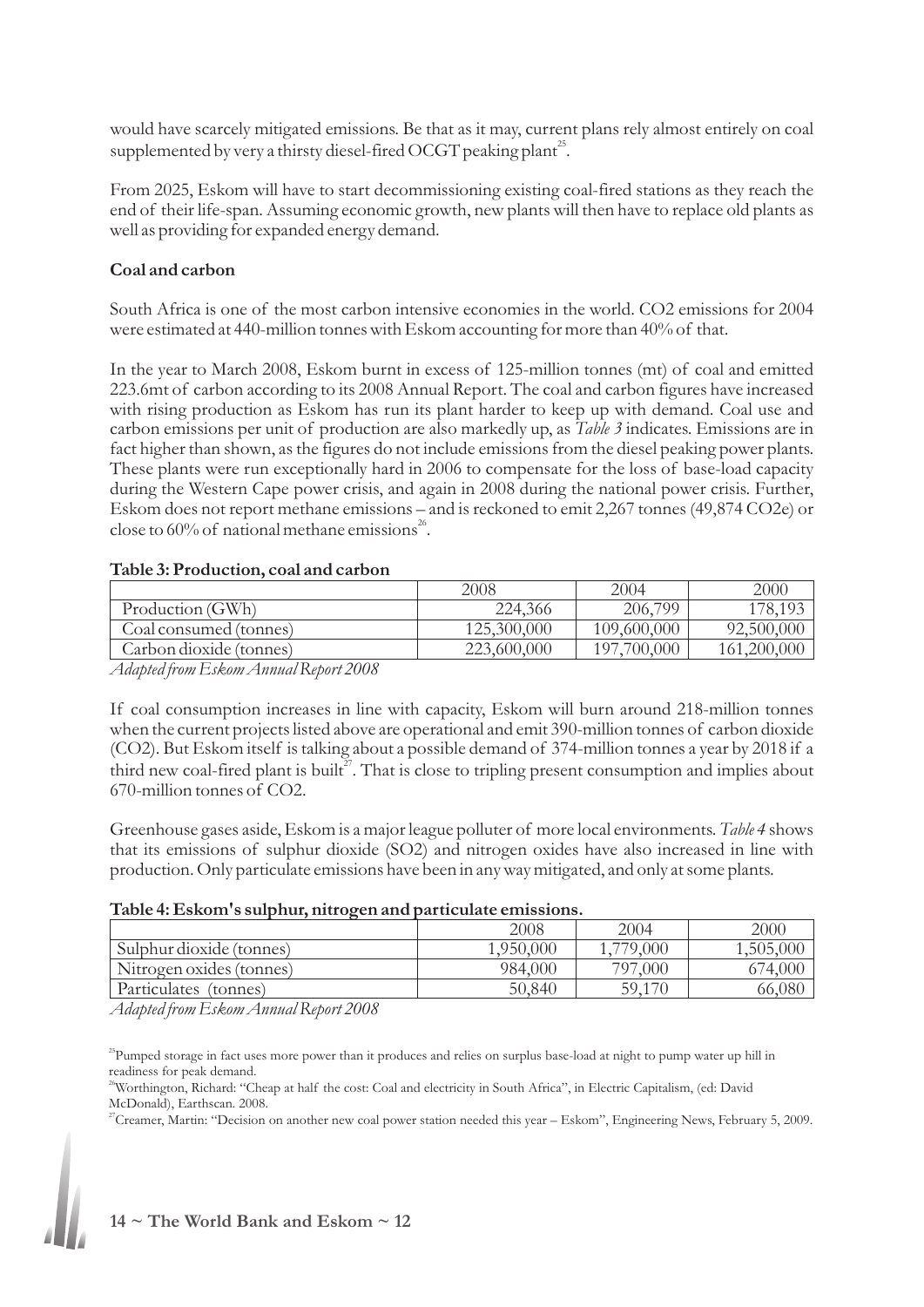would have scarcely mitigated emissions. Be that as it may, current plans rely almost entirely on coal supplemented by very a thirsty diesel-fired OCGT peaking plant[25].

From 2025, Eskom will have to start decommissioning existing coal-fired stations as they reach the end of their life-span. Assuming economic growth, new plants will then have to replace old plants as well as providing for expanded energy demand.

**Coal and carbon**

South Africa is one of the most carbon intensive economies in the world. CO2 emissions for 2004 were estimated at 440-million tonnes with Eskom accounting for more than 40% of that.

In the year to March 2008, Eskom burnt in excess of 125-million tonnes (mt) of coal and emitted 223.6mt of carbon according to its 2008 Annual Report. The coal and carbon figures have increased with rising production as Eskom has run its plant harder to keep up with demand. Coal use and carbon emissions per unit of production are also markedly up, as *Table 3* indicates. Emissions are in fact higher than shown, as the figures do not include emissions from the diesel peaking power plants. These plants were run exceptionally hard in 2006 to compensate for the loss of base-load capacity during the Western Cape power crisis, and again in 2008 during the national power crisis. Further, Eskom does not report methane emissions – and is reckoned to emit 2,267 tonnes (49,874 CO2e) or close to 60% of national methane emissions[26].

**Table 3: Production, coal and carbon**

| | 2008 | 2004 | 2000 |
|---|---|---|---|
| Production (GWh) | 224,366 | 206,799 | 178,193 |
| Coal consumed (tonnes) | 125,300,000 | 109,600,000 | 92,500,000 |
| Carbon dioxide (tonnes) | 223,600,000 | 197,700,000 | 161,200,000 |

*Adapted from Eskom Annual Report 2008*

If coal consumption increases in line with capacity, Eskom will burn around 218-million tonnes when the current projects listed above are operational and emit 390-million tonnes of carbon dioxide (CO2). But Eskom itself is talking about a possible demand of 374-million tonnes a year by 2018 if a third new coal-fired plant is built[27]. That is close to tripling present consumption and implies about 670-million tonnes of CO2.

Greenhouse gases aside, Eskom is a major league polluter of more local environments. *Table 4* shows that its emissions of sulphur dioxide (SO2) and nitrogen oxides have also increased in line with production. Only particulate emissions have been in any way mitigated, and only at some plants.

**Table 4: Eskom's sulphur, nitrogen and particulate emissions.**

| | 2008 | 2004 | 2000 |
|---|---|---|---|
| Sulphur dioxide (tonnes) | 1,950,000 | 1,779,000 | 1,505,000 |
| Nitrogen oxides (tonnes) | 984,000 | 797,000 | 674,000 |
| Particulates (tonnes) | 50,840 | 59,170 | 66,080 |

*Adapted from Eskom Annual Report 2008*

[25] Pumped storage in fact uses more power than it produces and relies on surplus base-load at night to pump water up hill in readiness for peak demand.

[26] Worthington, Richard: "Cheap at half the cost: Coal and electricity in South Africa", in Electric Capitalism, (ed: David McDonald), Earthscan. 2008.

[27] Creamer, Martin: "Decision on another new coal power station needed this year – Eskom", Engineering News, February 5, 2009.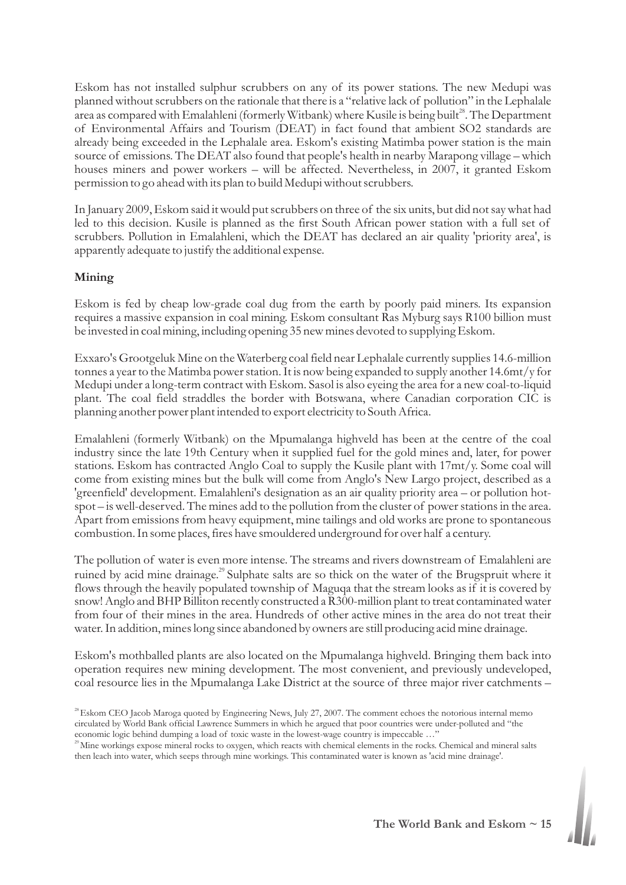Eskom has not installed sulphur scrubbers on any of its power stations. The new Medupi was planned without scrubbers on the rationale that there is a "relative lack of pollution" in the Lephalale area as compared with Emalahleni (formerly Witbank) where Kusile is being built[28]. The Department of Environmental Affairs and Tourism (DEAT) in fact found that ambient SO2 standards are already being exceeded in the Lephalale area. Eskom's existing Matimba power station is the main source of emissions. The DEAT also found that people's health in nearby Marapong village – which houses miners and power workers – will be affected. Nevertheless, in 2007, it granted Eskom permission to go ahead with its plan to build Medupi without scrubbers.

In January 2009, Eskom said it would put scrubbers on three of the six units, but did not say what had led to this decision. Kusile is planned as the first South African power station with a full set of scrubbers. Pollution in Emalahleni, which the DEAT has declared an air quality 'priority area', is apparently adequate to justify the additional expense.

**Mining**

Eskom is fed by cheap low-grade coal dug from the earth by poorly paid miners. Its expansion requires a massive expansion in coal mining. Eskom consultant Ras Myburg says R100 billion must be invested in coal mining, including opening 35 new mines devoted to supplying Eskom.

Exxaro's Grootgeluk Mine on the Waterberg coal field near Lephalale currently supplies 14.6-million tonnes a year to the Matimba power station. It is now being expanded to supply another 14.6mt/y for Medupi under a long-term contract with Eskom. Sasol is also eyeing the area for a new coal-to-liquid plant. The coal field straddles the border with Botswana, where Canadian corporation CIC is planning another power plant intended to export electricity to South Africa.

Emalahleni (formerly Witbank) on the Mpumalanga highveld has been at the centre of the coal industry since the late 19th Century when it supplied fuel for the gold mines and, later, for power stations. Eskom has contracted Anglo Coal to supply the Kusile plant with 17mt/y. Some coal will come from existing mines but the bulk will come from Anglo's New Largo project, described as a 'greenfield' development. Emalahleni's designation as an air quality priority area – or pollution hot-spot – is well-deserved. The mines add to the pollution from the cluster of power stations in the area. Apart from emissions from heavy equipment, mine tailings and old works are prone to spontaneous combustion. In some places, fires have smouldered underground for over half a century.

The pollution of water is even more intense. The streams and rivers downstream of Emalahleni are ruined by acid mine drainage.[29] Sulphate salts are so thick on the water of the Brugspruit where it flows through the heavily populated township of Maguqa that the stream looks as if it is covered by snow! Anglo and BHP Billiton recently constructed a R300-million plant to treat contaminated water from four of their mines in the area. Hundreds of other active mines in the area do not treat their water. In addition, mines long since abandoned by owners are still producing acid mine drainage.

Eskom's mothballed plants are also located on the Mpumalanga highveld. Bringing them back into operation requires new mining development. The most convenient, and previously undeveloped, coal resource lies in the Mpumalanga Lake District at the source of three major river catchments –

[28] Eskom CEO Jacob Maroga quoted by Engineering News, July 27, 2007. The comment echoes the notorious internal memo circulated by World Bank official Lawrence Summers in which he argued that poor countries were under-polluted and "the economic logic behind dumping a load of toxic waste in the lowest-wage country is impeccable …"

[29] Mine workings expose mineral rocks to oxygen, which reacts with chemical elements in the rocks. Chemical and mineral salts then leach into water, which seeps through mine workings. This contaminated water is known as 'acid mine drainage'.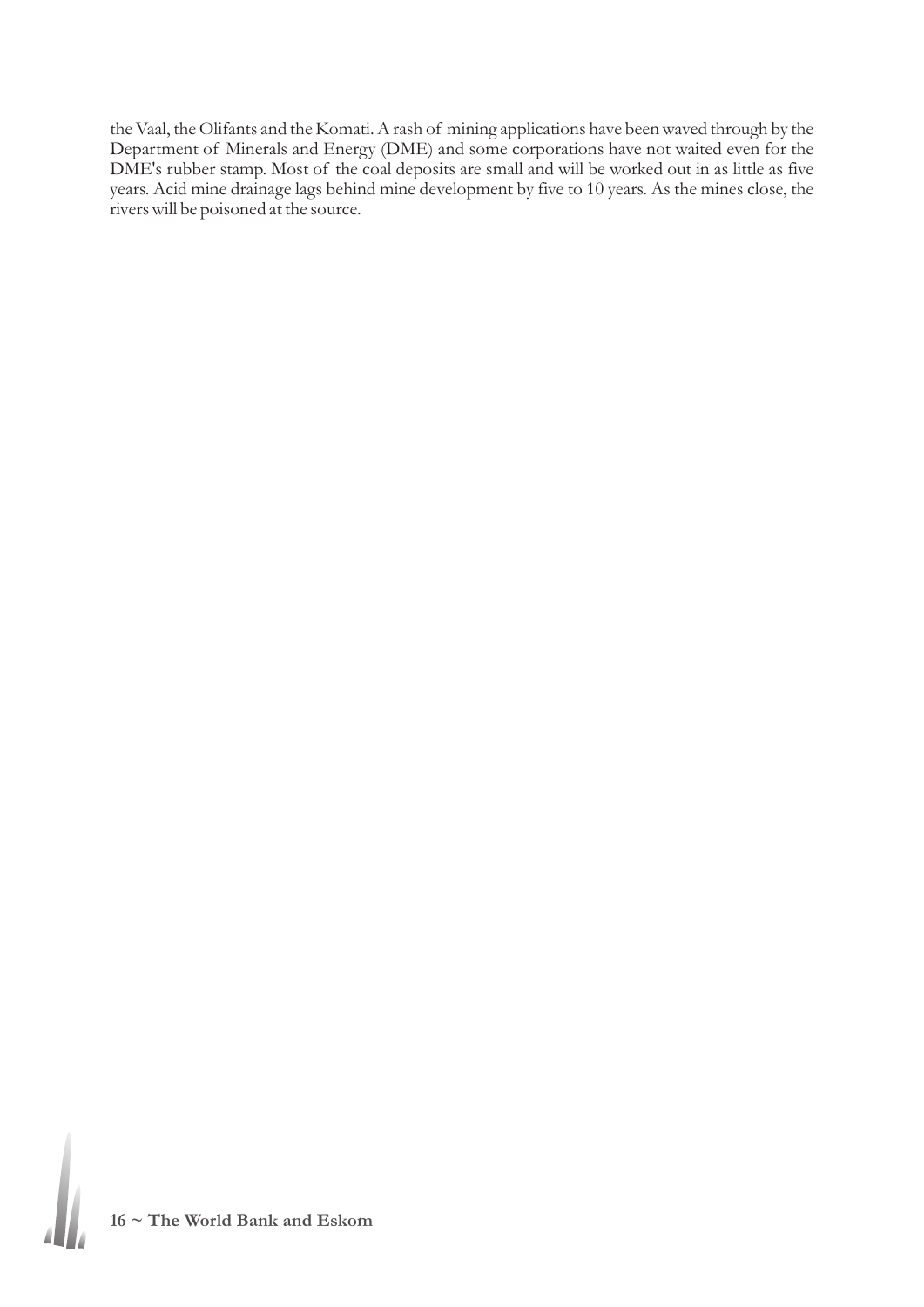the Vaal, the Olifants and the Komati. A rash of mining applications have been waved through by the Department of Minerals and Energy (DME) and some corporations have not waited even for the DME's rubber stamp. Most of the coal deposits are small and will be worked out in as little as five years. Acid mine drainage lags behind mine development by five to 10 years. As the mines close, the rivers will be poisoned at the source.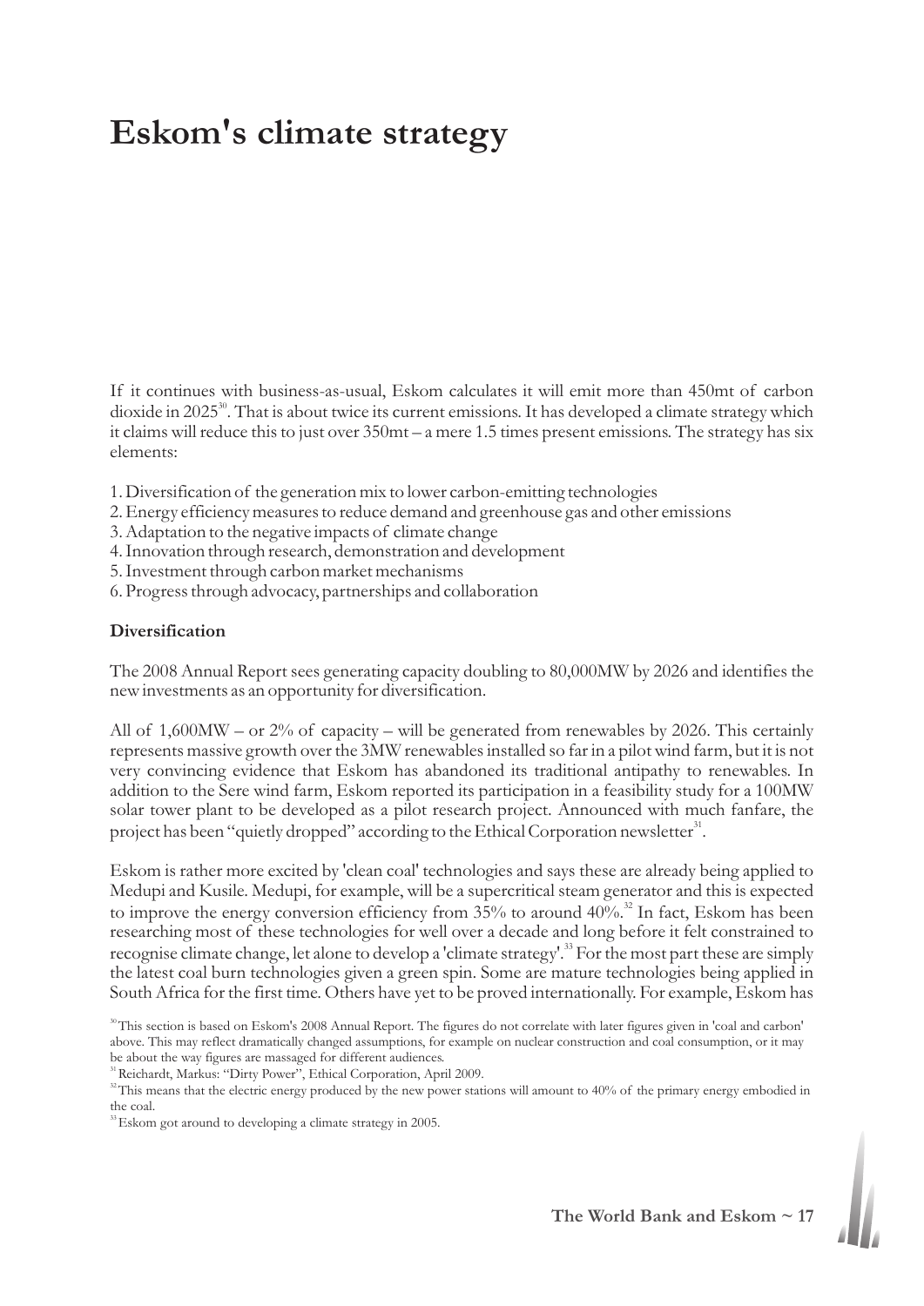# Eskom's climate strategy

If it continues with business-as-usual, Eskom calculates it will emit more than 450mt of carbon dioxide in 2025[30]. That is about twice its current emissions. It has developed a climate strategy which it claims will reduce this to just over 350mt – a mere 1.5 times present emissions. The strategy has six elements:

1. Diversification of the generation mix to lower carbon-emitting technologies
2. Energy efficiency measures to reduce demand and greenhouse gas and other emissions
3. Adaptation to the negative impacts of climate change
4. Innovation through research, demonstration and development
5. Investment through carbon market mechanisms
6. Progress through advocacy, partnerships and collaboration

**Diversification**

The 2008 Annual Report sees generating capacity doubling to 80,000MW by 2026 and identifies the new investments as an opportunity for diversification.

All of 1,600MW – or 2% of capacity – will be generated from renewables by 2026. This certainly represents massive growth over the 3MW renewables installed so far in a pilot wind farm, but it is not very convincing evidence that Eskom has abandoned its traditional antipathy to renewables. In addition to the Sere wind farm, Eskom reported its participation in a feasibility study for a 100MW solar tower plant to be developed as a pilot research project. Announced with much fanfare, the project has been "quietly dropped" according to the Ethical Corporation newsletter[31].

Eskom is rather more excited by 'clean coal' technologies and says these are already being applied to Medupi and Kusile. Medupi, for example, will be a supercritical steam generator and this is expected to improve the energy conversion efficiency from 35% to around 40%.[32] In fact, Eskom has been researching most of these technologies for well over a decade and long before it felt constrained to recognise climate change, let alone to develop a 'climate strategy'.[33] For the most part these are simply the latest coal burn technologies given a green spin. Some are mature technologies being applied in South Africa for the first time. Others have yet to be proved internationally. For example, Eskom has

[30] This section is based on Eskom's 2008 Annual Report. The figures do not correlate with later figures given in 'coal and carbon' above. This may reflect dramatically changed assumptions, for example on nuclear construction and coal consumption, or it may be about the way figures are massaged for different audiences.

[31] Reichardt, Markus: "Dirty Power", Ethical Corporation, April 2009.

[32] This means that the electric energy produced by the new power stations will amount to 40% of the primary energy embodied in the coal.

[33] Eskom got around to developing a climate strategy in 2005.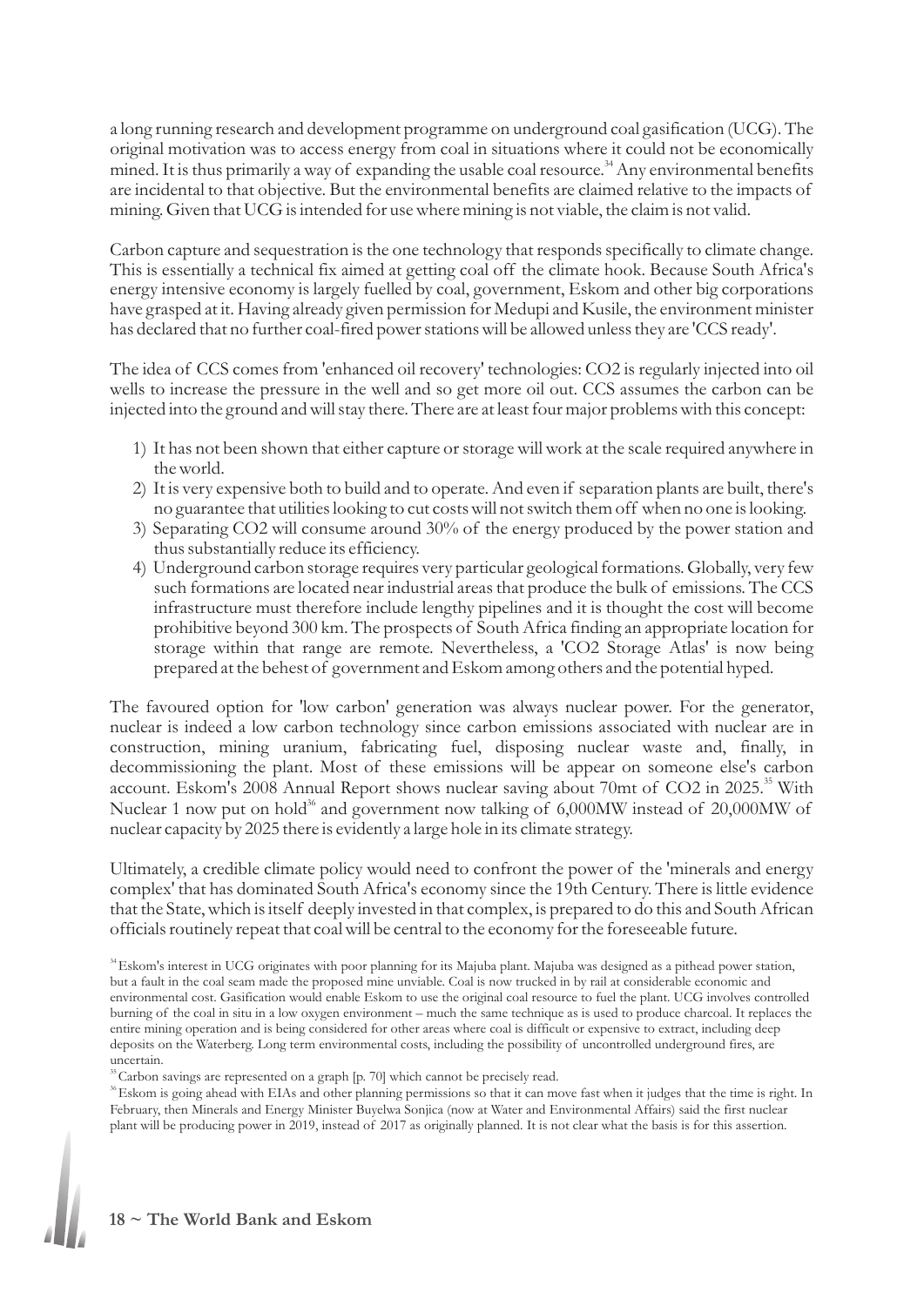a long running research and development programme on underground coal gasification (UCG). The original motivation was to access energy from coal in situations where it could not be economically mined. It is thus primarily a way of expanding the usable coal resource.[34] Any environmental benefits are incidental to that objective. But the environmental benefits are claimed relative to the impacts of mining. Given that UCG is intended for use where mining is not viable, the claim is not valid.

Carbon capture and sequestration is the one technology that responds specifically to climate change. This is essentially a technical fix aimed at getting coal off the climate hook. Because South Africa's energy intensive economy is largely fuelled by coal, government, Eskom and other big corporations have grasped at it. Having already given permission for Medupi and Kusile, the environment minister has declared that no further coal-fired power stations will be allowed unless they are 'CCS ready'.

The idea of CCS comes from 'enhanced oil recovery' technologies: $CO_2$ is regularly injected into oil wells to increase the pressure in the well and so get more oil out. CCS assumes the carbon can be injected into the ground and will stay there. There are at least four major problems with this concept:

1) It has not been shown that either capture or storage will work at the scale required anywhere in the world.
2) It is very expensive both to build and to operate. And even if separation plants are built, there's no guarantee that utilities looking to cut costs will not switch them off when no one is looking.
3) Separating $CO_2$ will consume around 30% of the energy produced by the power station and thus substantially reduce its efficiency.
4) Underground carbon storage requires very particular geological formations. Globally, very few such formations are located near industrial areas that produce the bulk of emissions. The CCS infrastructure must therefore include lengthy pipelines and it is thought the cost will become prohibitive beyond 300 km. The prospects of South Africa finding an appropriate location for storage within that range are remote. Nevertheless, a '$CO_2$ Storage Atlas' is now being prepared at the behest of government and Eskom among others and the potential hyped.

The favoured option for 'low carbon' generation was always nuclear power. For the generator, nuclear is indeed a low carbon technology since carbon emissions associated with nuclear are in construction, mining uranium, fabricating fuel, disposing nuclear waste and, finally, in decommissioning the plant. Most of these emissions will be appear on someone else's carbon account. Eskom's 2008 Annual Report shows nuclear saving about 70mt of $CO_2$ in 2025.[35] With Nuclear 1 now put on hold[36] and government now talking of 6,000MW instead of 20,000MW of nuclear capacity by 2025 there is evidently a large hole in its climate strategy.

Ultimately, a credible climate policy would need to confront the power of the 'minerals and energy complex' that has dominated South Africa's economy since the 19th Century. There is little evidence that the State, which is itself deeply invested in that complex, is prepared to do this and South African officials routinely repeat that coal will be central to the economy for the foreseeable future.

[34] Eskom's interest in UCG originates with poor planning for its Majuba plant. Majuba was designed as a pithead power station, but a fault in the coal seam made the proposed mine unviable. Coal is now trucked in by rail at considerable economic and environmental cost. Gasification would enable Eskom to use the original coal resource to fuel the plant. UCG involves controlled burning of the coal in situ in a low oxygen environment – much the same technique as is used to produce charcoal. It replaces the entire mining operation and is being considered for other areas where coal is difficult or expensive to extract, including deep deposits on the Waterberg. Long term environmental costs, including the possibility of uncontrolled underground fires, are uncertain.

[35] Carbon savings are represented on a graph [p. 70] which cannot be precisely read.

[36] Eskom is going ahead with EIAs and other planning permissions so that it can move fast when it judges that the time is right. In February, then Minerals and Energy Minister Buyelwa Sonjica (now at Water and Environmental Affairs) said the first nuclear plant will be producing power in 2019, instead of 2017 as originally planned. It is not clear what the basis is for this assertion.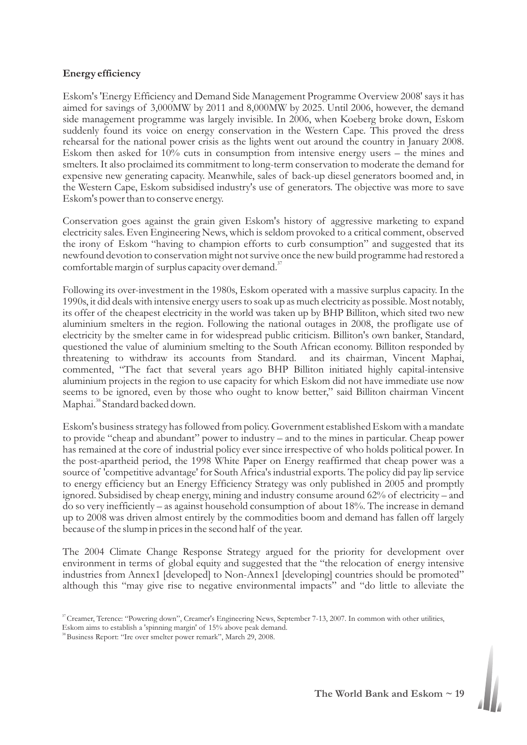**Energy efficiency**

Eskom's 'Energy Efficiency and Demand Side Management Programme Overview 2008' says it has aimed for savings of 3,000MW by 2011 and 8,000MW by 2025. Until 2006, however, the demand side management programme was largely invisible. In 2006, when Koeberg broke down, Eskom suddenly found its voice on energy conservation in the Western Cape. This proved the dress rehearsal for the national power crisis as the lights went out around the country in January 2008. Eskom then asked for 10% cuts in consumption from intensive energy users – the mines and smelters. It also proclaimed its commitment to long-term conservation to moderate the demand for expensive new generating capacity. Meanwhile, sales of back-up diesel generators boomed and, in the Western Cape, Eskom subsidised industry's use of generators. The objective was more to save Eskom's power than to conserve energy.

Conservation goes against the grain given Eskom's history of aggressive marketing to expand electricity sales. Even Engineering News, which is seldom provoked to a critical comment, observed the irony of Eskom "having to champion efforts to curb consumption" and suggested that its newfound devotion to conservation might not survive once the new build programme had restored a comfortable margin of surplus capacity over demand.[37]

Following its over-investment in the 1980s, Eskom operated with a massive surplus capacity. In the 1990s, it did deals with intensive energy users to soak up as much electricity as possible. Most notably, its offer of the cheapest electricity in the world was taken up by BHP Billiton, which sited two new aluminium smelters in the region. Following the national outages in 2008, the profligate use of electricity by the smelter came in for widespread public criticism. Billiton's own banker, Standard, questioned the value of aluminium smelting to the South African economy. Billiton responded by threatening to withdraw its accounts from Standard.  and its chairman, Vincent Maphai, commented, "The fact that several years ago BHP Billiton initiated highly capital-intensive aluminium projects in the region to use capacity for which Eskom did not have immediate use now seems to be ignored, even by those who ought to know better," said Billiton chairman Vincent Maphai.[38] Standard backed down.

Eskom's business strategy has followed from policy. Government established Eskom with a mandate to provide "cheap and abundant" power to industry – and to the mines in particular. Cheap power has remained at the core of industrial policy ever since irrespective of who holds political power. In the post-apartheid period, the 1998 White Paper on Energy reaffirmed that cheap power was a source of 'competitive advantage' for South Africa's industrial exports. The policy did pay lip service to energy efficiency but an Energy Efficiency Strategy was only published in 2005 and promptly ignored. Subsidised by cheap energy, mining and industry consume around 62% of electricity – and do so very inefficiently – as against household consumption of about 18%. The increase in demand up to 2008 was driven almost entirely by the commodities boom and demand has fallen off largely because of the slump in prices in the second half of the year.

The 2004 Climate Change Response Strategy argued for the priority for development over environment in terms of global equity and suggested that the "the relocation of energy intensive industries from Annex1 [developed] to Non-Annex1 [developing] countries should be promoted" although this "may give rise to negative environmental impacts" and "do little to alleviate the

[37] Creamer, Terence: "Powering down", Creamer's Engineering News, September 7-13, 2007. In common with other utilities, Eskom aims to establish a 'spinning margin' of 15% above peak demand.

[38] Business Report: "Ire over smelter power remark", March 29, 2008.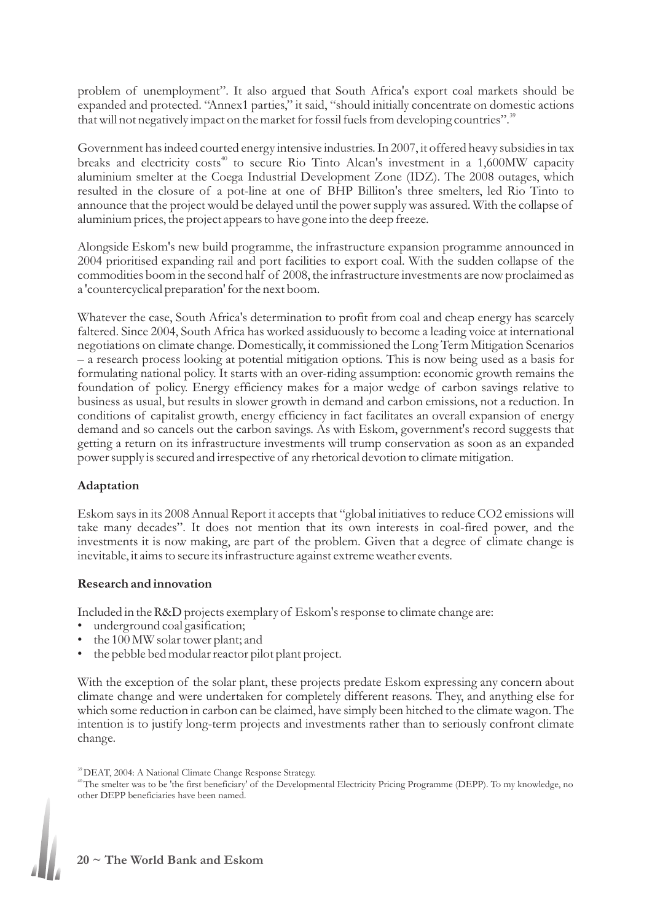problem of unemployment". It also argued that South Africa's export coal markets should be expanded and protected. "Annex1 parties," it said, "should initially concentrate on domestic actions that will not negatively impact on the market for fossil fuels from developing countries".[39]

Government has indeed courted energy intensive industries. In 2007, it offered heavy subsidies in tax breaks and electricity costs[40] to secure Rio Tinto Alcan's investment in a 1,600MW capacity aluminium smelter at the Coega Industrial Development Zone (IDZ). The 2008 outages, which resulted in the closure of a pot-line at one of BHP Billiton's three smelters, led Rio Tinto to announce that the project would be delayed until the power supply was assured. With the collapse of aluminium prices, the project appears to have gone into the deep freeze.

Alongside Eskom's new build programme, the infrastructure expansion programme announced in 2004 prioritised expanding rail and port facilities to export coal. With the sudden collapse of the commodities boom in the second half of 2008, the infrastructure investments are now proclaimed as a 'countercyclical preparation' for the next boom.

Whatever the case, South Africa's determination to profit from coal and cheap energy has scarcely faltered. Since 2004, South Africa has worked assiduously to become a leading voice at international negotiations on climate change. Domestically, it commissioned the Long Term Mitigation Scenarios – a research process looking at potential mitigation options. This is now being used as a basis for formulating national policy. It starts with an over-riding assumption: economic growth remains the foundation of policy. Energy efficiency makes for a major wedge of carbon savings relative to business as usual, but results in slower growth in demand and carbon emissions, not a reduction. In conditions of capitalist growth, energy efficiency in fact facilitates an overall expansion of energy demand and so cancels out the carbon savings. As with Eskom, government's record suggests that getting a return on its infrastructure investments will trump conservation as soon as an expanded power supply is secured and irrespective of any rhetorical devotion to climate mitigation.

**Adaptation**

Eskom says in its 2008 Annual Report it accepts that "global initiatives to reduce CO2 emissions will take many decades". It does not mention that its own interests in coal-fired power, and the investments it is now making, are part of the problem. Given that a degree of climate change is inevitable, it aims to secure its infrastructure against extreme weather events.

**Research and innovation**

Included in the R&D projects exemplary of Eskom's response to climate change are:

- underground coal gasification;
- the 100 MW solar tower plant; and
- the pebble bed modular reactor pilot plant project.

With the exception of the solar plant, these projects predate Eskom expressing any concern about climate change and were undertaken for completely different reasons. They, and anything else for which some reduction in carbon can be claimed, have simply been hitched to the climate wagon. The intention is to justify long-term projects and investments rather than to seriously confront climate change.

[39] DEAT, 2004: A National Climate Change Response Strategy.

[40] The smelter was to be 'the first beneficiary' of the Developmental Electricity Pricing Programme (DEPP). To my knowledge, no other DEPP beneficiaries have been named.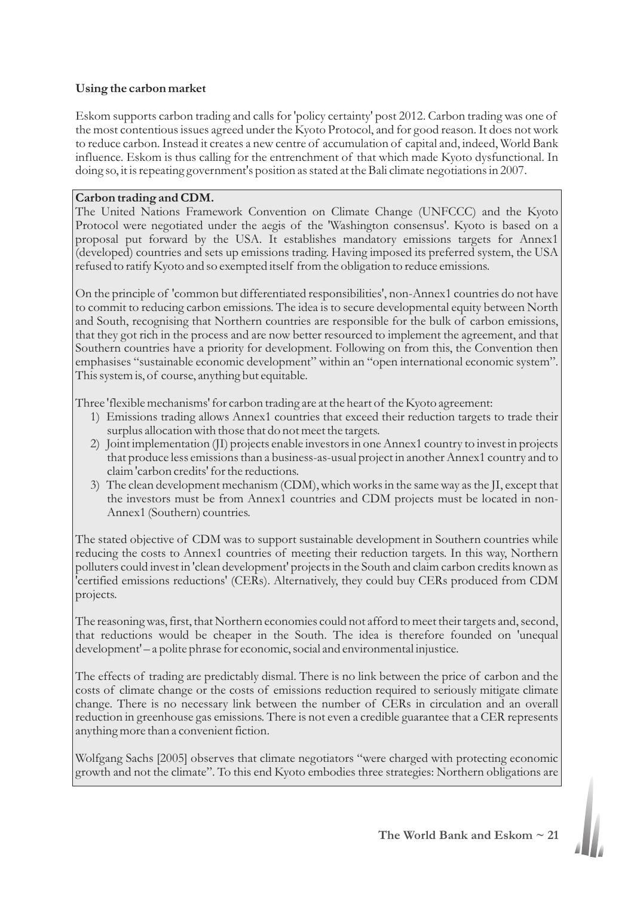**Using the carbon market**

Eskom supports carbon trading and calls for 'policy certainty' post 2012. Carbon trading was one of the most contentious issues agreed under the Kyoto Protocol, and for good reason. It does not work to reduce carbon. Instead it creates a new centre of accumulation of capital and, indeed, World Bank influence. Eskom is thus calling for the entrenchment of that which made Kyoto dysfunctional. In doing so, it is repeating government's position as stated at the Bali climate negotiations in 2007.

**Carbon trading and CDM.**

The United Nations Framework Convention on Climate Change (UNFCCC) and the Kyoto Protocol were negotiated under the aegis of the 'Washington consensus'. Kyoto is based on a proposal put forward by the USA. It establishes mandatory emissions targets for Annex1 (developed) countries and sets up emissions trading. Having imposed its preferred system, the USA refused to ratify Kyoto and so exempted itself from the obligation to reduce emissions.

On the principle of 'common but differentiated responsibilities', non-Annex1 countries do not have to commit to reducing carbon emissions. The idea is to secure developmental equity between North and South, recognising that Northern countries are responsible for the bulk of carbon emissions, that they got rich in the process and are now better resourced to implement the agreement, and that Southern countries have a priority for development. Following on from this, the Convention then emphasises "sustainable economic development" within an "open international economic system". This system is, of course, anything but equitable.

Three 'flexible mechanisms' for carbon trading are at the heart of the Kyoto agreement:

1) Emissions trading allows Annex1 countries that exceed their reduction targets to trade their surplus allocation with those that do not meet the targets.
2) Joint implementation (JI) projects enable investors in one Annex1 country to invest in projects that produce less emissions than a business-as-usual project in another Annex1 country and to claim 'carbon credits' for the reductions.
3) The clean development mechanism (CDM), which works in the same way as the JI, except that the investors must be from Annex1 countries and CDM projects must be located in non-Annex1 (Southern) countries.

The stated objective of CDM was to support sustainable development in Southern countries while reducing the costs to Annex1 countries of meeting their reduction targets. In this way, Northern polluters could invest in 'clean development' projects in the South and claim carbon credits known as 'certified emissions reductions' (CERs). Alternatively, they could buy CERs produced from CDM projects.

The reasoning was, first, that Northern economies could not afford to meet their targets and, second, that reductions would be cheaper in the South. The idea is therefore founded on 'unequal development' – a polite phrase for economic, social and environmental injustice.

The effects of trading are predictably dismal. There is no link between the price of carbon and the costs of climate change or the costs of emissions reduction required to seriously mitigate climate change. There is no necessary link between the number of CERs in circulation and an overall reduction in greenhouse gas emissions. There is not even a credible guarantee that a CER represents anything more than a convenient fiction.

Wolfgang Sachs [2005] observes that climate negotiators "were charged with protecting economic growth and not the climate". To this end Kyoto embodies three strategies: Northern obligations are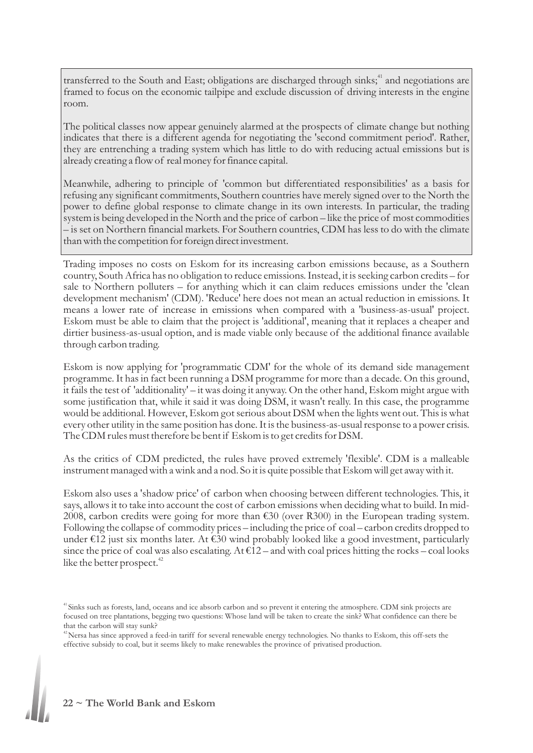transferred to the South and East; obligations are discharged through sinks;[41] and negotiations are framed to focus on the economic tailpipe and exclude discussion of driving interests in the engine room.

The political classes now appear genuinely alarmed at the prospects of climate change but nothing indicates that there is a different agenda for negotiating the 'second commitment period'. Rather, they are entrenching a trading system which has little to do with reducing actual emissions but is already creating a flow of real money for finance capital.

Meanwhile, adhering to principle of 'common but differentiated responsibilities' as a basis for refusing any significant commitments, Southern countries have merely signed over to the North the power to define global response to climate change in its own interests. In particular, the trading system is being developed in the North and the price of carbon – like the price of most commodities – is set on Northern financial markets. For Southern countries, CDM has less to do with the climate than with the competition for foreign direct investment.

Trading imposes no costs on Eskom for its increasing carbon emissions because, as a Southern country, South Africa has no obligation to reduce emissions. Instead, it is seeking carbon credits – for sale to Northern polluters – for anything which it can claim reduces emissions under the 'clean development mechanism' (CDM). 'Reduce' here does not mean an actual reduction in emissions. It means a lower rate of increase in emissions when compared with a 'business-as-usual' project. Eskom must be able to claim that the project is 'additional', meaning that it replaces a cheaper and dirtier business-as-usual option, and is made viable only because of the additional finance available through carbon trading.

Eskom is now applying for 'programmatic CDM' for the whole of its demand side management programme. It has in fact been running a DSM programme for more than a decade. On this ground, it fails the test of 'additionality' – it was doing it anyway. On the other hand, Eskom might argue with some justification that, while it said it was doing DSM, it wasn't really. In this case, the programme would be additional. However, Eskom got serious about DSM when the lights went out. This is what every other utility in the same position has done. It is the business-as-usual response to a power crisis. The CDM rules must therefore be bent if Eskom is to get credits for DSM.

As the critics of CDM predicted, the rules have proved extremely 'flexible'. CDM is a malleable instrument managed with a wink and a nod. So it is quite possible that Eskom will get away with it.

Eskom also uses a 'shadow price' of carbon when choosing between different technologies. This, it says, allows it to take into account the cost of carbon emissions when deciding what to build. In mid-2008, carbon credits were going for more than €30 (over R300) in the European trading system. Following the collapse of commodity prices – including the price of coal – carbon credits dropped to under €12 just six months later. At €30 wind probably looked like a good investment, particularly since the price of coal was also escalating. At €12 – and with coal prices hitting the rocks – coal looks like the better prospect.[42]

[41] Sinks such as forests, land, oceans and ice absorb carbon and so prevent it entering the atmosphere. CDM sink projects are focused on tree plantations, begging two questions: Whose land will be taken to create the sink? What confidence can there be that the carbon will stay sunk?

[42] Nersa has since approved a feed-in tariff for several renewable energy technologies. No thanks to Eskom, this off-sets the effective subsidy to coal, but it seems likely to make renewables the province of privatised production.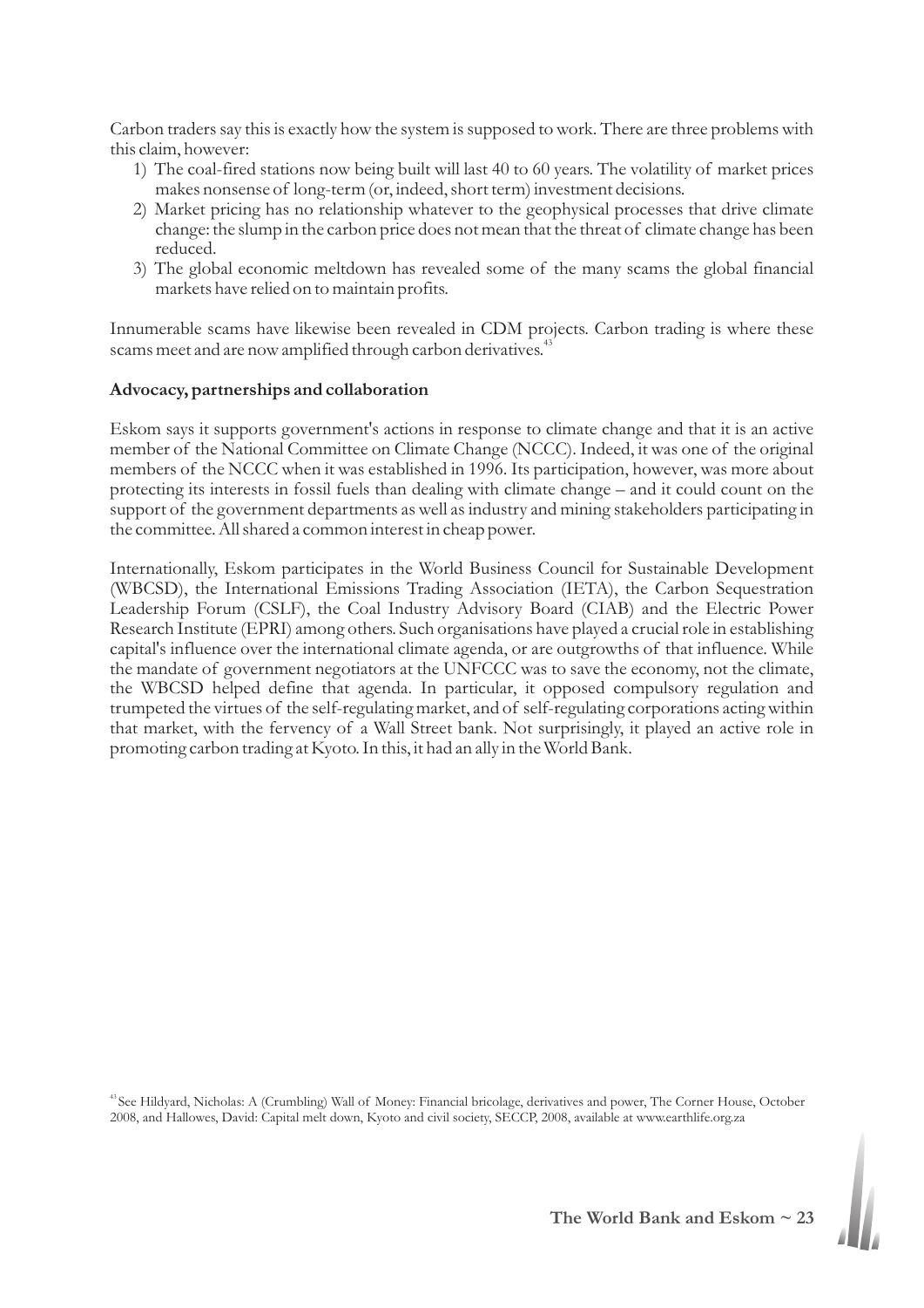Carbon traders say this is exactly how the system is supposed to work. There are three problems with this claim, however:

1) The coal-fired stations now being built will last 40 to 60 years. The volatility of market prices makes nonsense of long-term (or, indeed, short term) investment decisions.
2) Market pricing has no relationship whatever to the geophysical processes that drive climate change: the slump in the carbon price does not mean that the threat of climate change has been reduced.
3) The global economic meltdown has revealed some of the many scams the global financial markets have relied on to maintain profits.

Innumerable scams have likewise been revealed in CDM projects. Carbon trading is where these scams meet and are now amplified through carbon derivatives.[43]

**Advocacy, partnerships and collaboration**

Eskom says it supports government's actions in response to climate change and that it is an active member of the National Committee on Climate Change (NCCC). Indeed, it was one of the original members of the NCCC when it was established in 1996. Its participation, however, was more about protecting its interests in fossil fuels than dealing with climate change – and it could count on the support of the government departments as well as industry and mining stakeholders participating in the committee. All shared a common interest in cheap power.

Internationally, Eskom participates in the World Business Council for Sustainable Development (WBCSD), the International Emissions Trading Association (IETA), the Carbon Sequestration Leadership Forum (CSLF), the Coal Industry Advisory Board (CIAB) and the Electric Power Research Institute (EPRI) among others. Such organisations have played a crucial role in establishing capital's influence over the international climate agenda, or are outgrowths of that influence. While the mandate of government negotiators at the UNFCCC was to save the economy, not the climate, the WBCSD helped define that agenda. In particular, it opposed compulsory regulation and trumpeted the virtues of the self-regulating market, and of self-regulating corporations acting within that market, with the fervency of a Wall Street bank. Not surprisingly, it played an active role in promoting carbon trading at Kyoto. In this, it had an ally in the World Bank.

[43] See Hildyard, Nicholas: A (Crumbling) Wall of Money: Financial bricolage, derivatives and power, The Corner House, October 2008, and Hallowes, David: Capital melt down, Kyoto and civil society, SECCP, 2008, available at www.earthlife.org.za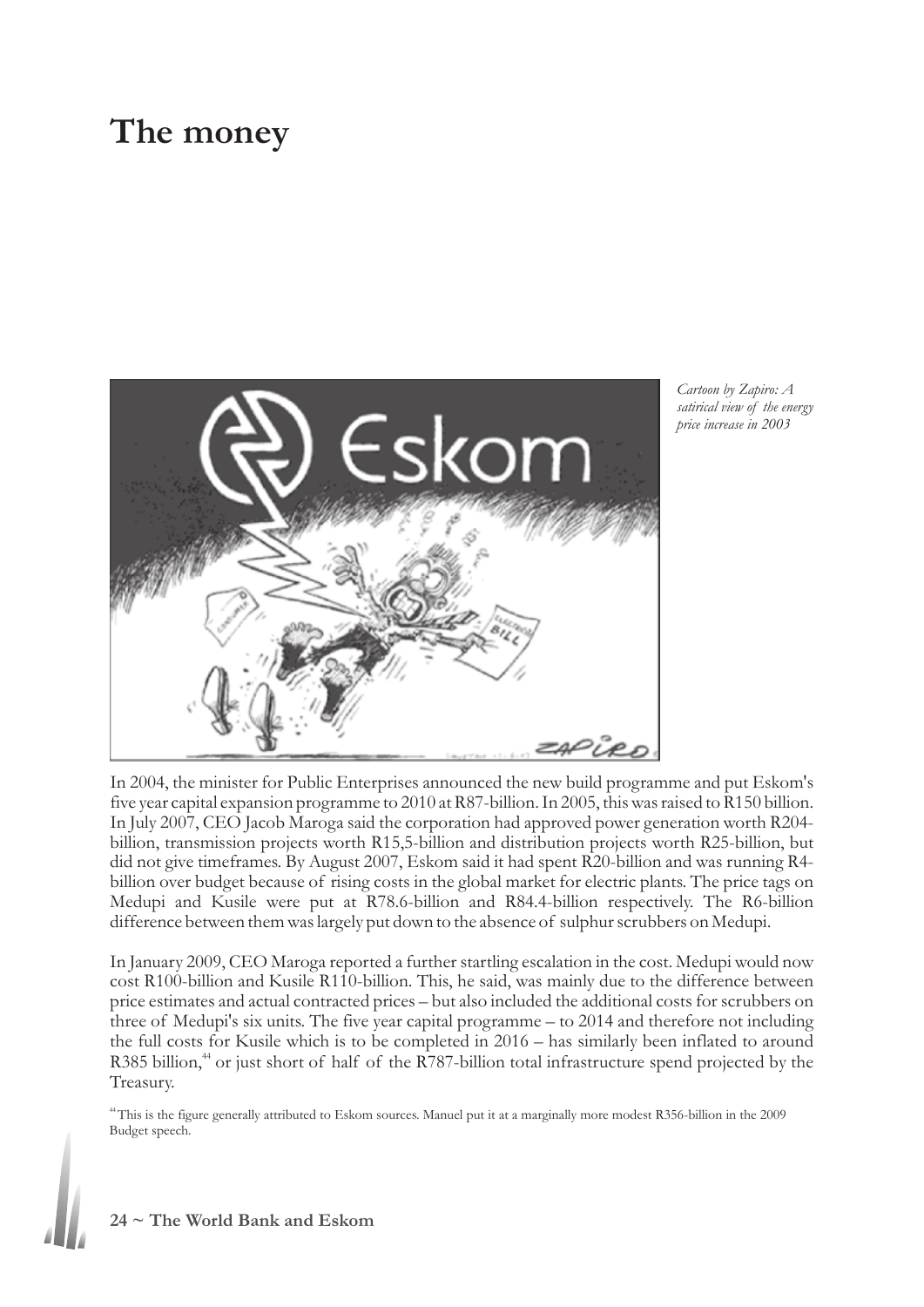# The money

*Cartoon by Zapiro: A satirical view of the energy price increase in 2003*

In 2004, the minister for Public Enterprises announced the new build programme and put Eskom's five year capital expansion programme to 2010 at R87-billion. In 2005, this was raised to R150 billion. In July 2007, CEO Jacob Maroga said the corporation had approved power generation worth R204-billion, transmission projects worth R15,5-billion and distribution projects worth R25-billion, but did not give timeframes. By August 2007, Eskom said it had spent R20-billion and was running R4-billion over budget because of rising costs in the global market for electric plants. The price tags on Medupi and Kusile were put at R78.6-billion and R84.4-billion respectively. The R6-billion difference between them was largely put down to the absence of sulphur scrubbers on Medupi.

In January 2009, CEO Maroga reported a further startling escalation in the cost. Medupi would now cost R100-billion and Kusile R110-billion. This, he said, was mainly due to the difference between price estimates and actual contracted prices – but also included the additional costs for scrubbers on three of Medupi's six units. The five year capital programme – to 2014 and therefore not including the full costs for Kusile which is to be completed in 2016 – has similarly been inflated to around R385 billion,[44] or just short of half of the R787-billion total infrastructure spend projected by the Treasury.

[44] This is the figure generally attributed to Eskom sources. Manuel put it at a marginally more modest R356-billion in the 2009 Budget speech.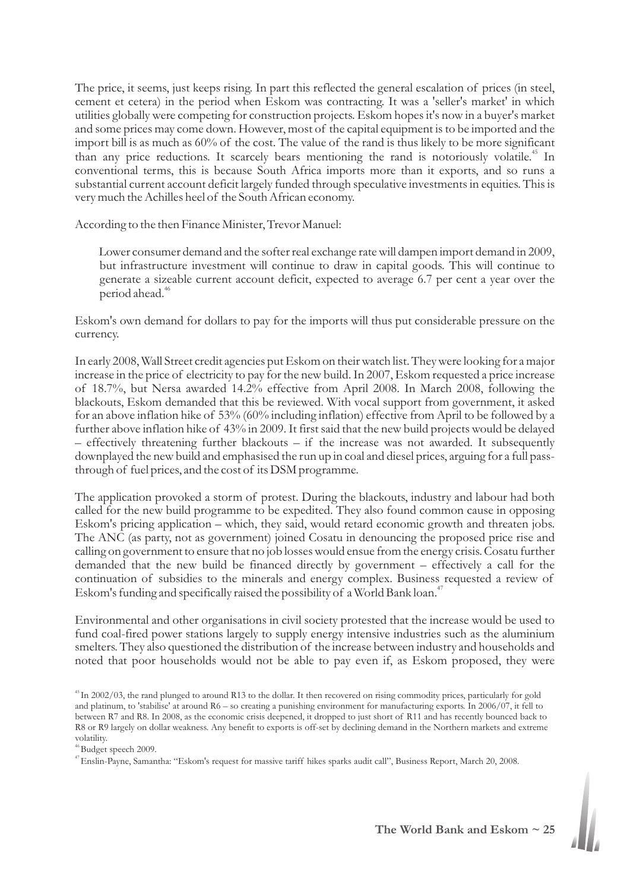The price, it seems, just keeps rising. In part this reflected the general escalation of prices (in steel, cement et cetera) in the period when Eskom was contracting. It was a 'seller's market' in which utilities globally were competing for construction projects. Eskom hopes it's now in a buyer's market and some prices may come down. However, most of the capital equipment is to be imported and the import bill is as much as 60% of the cost. The value of the rand is thus likely to be more significant than any price reductions. It scarcely bears mentioning the rand is notoriously volatile.[45] In conventional terms, this is because South Africa imports more than it exports, and so runs a substantial current account deficit largely funded through speculative investments in equities. This is very much the Achilles heel of the South African economy.

According to the then Finance Minister, Trevor Manuel:

> Lower consumer demand and the softer real exchange rate will dampen import demand in 2009, but infrastructure investment will continue to draw in capital goods. This will continue to generate a sizeable current account deficit, expected to average 6.7 per cent a year over the period ahead.[46]

Eskom's own demand for dollars to pay for the imports will thus put considerable pressure on the currency.

In early 2008, Wall Street credit agencies put Eskom on their watch list. They were looking for a major increase in the price of electricity to pay for the new build. In 2007, Eskom requested a price increase of 18.7%, but Nersa awarded 14.2% effective from April 2008. In March 2008, following the blackouts, Eskom demanded that this be reviewed. With vocal support from government, it asked for an above inflation hike of 53% (60% including inflation) effective from April to be followed by a further above inflation hike of 43% in 2009. It first said that the new build projects would be delayed – effectively threatening further blackouts – if the increase was not awarded. It subsequently downplayed the new build and emphasised the run up in coal and diesel prices, arguing for a full pass-through of fuel prices, and the cost of its DSM programme.

The application provoked a storm of protest. During the blackouts, industry and labour had both called for the new build programme to be expedited. They also found common cause in opposing Eskom's pricing application – which, they said, would retard economic growth and threaten jobs. The ANC (as party, not as government) joined Cosatu in denouncing the proposed price rise and calling on government to ensure that no job losses would ensue from the energy crisis. Cosatu further demanded that the new build be financed directly by government – effectively a call for the continuation of subsidies to the minerals and energy complex. Business requested a review of Eskom's funding and specifically raised the possibility of a World Bank loan.[47]

Environmental and other organisations in civil society protested that the increase would be used to fund coal-fired power stations largely to supply energy intensive industries such as the aluminium smelters. They also questioned the distribution of the increase between industry and households and noted that poor households would not be able to pay even if, as Eskom proposed, they were

---

[45] In 2002/03, the rand plunged to around R13 to the dollar. It then recovered on rising commodity prices, particularly for gold and platinum, to 'stabilise' at around R6 – so creating a punishing environment for manufacturing exports. In 2006/07, it fell to between R7 and R8. In 2008, as the economic crisis deepened, it dropped to just short of R11 and has recently bounced back to R8 or R9 largely on dollar weakness. Any benefit to exports is off-set by declining demand in the Northern markets and extreme volatility.

[46] Budget speech 2009.

[47] Enslin-Payne, Samantha: "Eskom's request for massive tariff hikes sparks audit call", Business Report, March 20, 2008.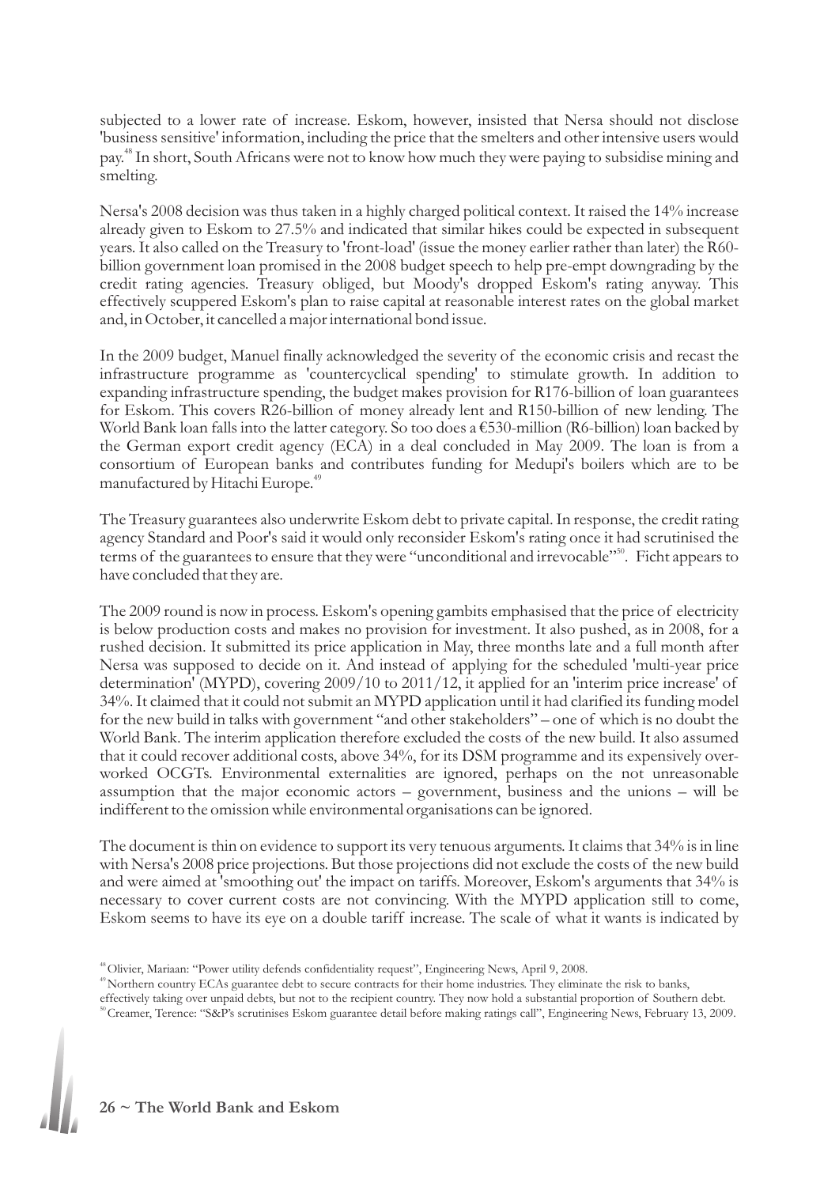subjected to a lower rate of increase. Eskom, however, insisted that Nersa should not disclose 'business sensitive' information, including the price that the smelters and other intensive users would pay.[48] In short, South Africans were not to know how much they were paying to subsidise mining and smelting.

Nersa's 2008 decision was thus taken in a highly charged political context. It raised the 14% increase already given to Eskom to 27.5% and indicated that similar hikes could be expected in subsequent years. It also called on the Treasury to 'front-load' (issue the money earlier rather than later) the R60-billion government loan promised in the 2008 budget speech to help pre-empt downgrading by the credit rating agencies. Treasury obliged, but Moody's dropped Eskom's rating anyway. This effectively scuppered Eskom's plan to raise capital at reasonable interest rates on the global market and, in October, it cancelled a major international bond issue.

In the 2009 budget, Manuel finally acknowledged the severity of the economic crisis and recast the infrastructure programme as 'countercyclical spending' to stimulate growth. In addition to expanding infrastructure spending, the budget makes provision for R176-billion of loan guarantees for Eskom. This covers R26-billion of money already lent and R150-billion of new lending. The World Bank loan falls into the latter category. So too does a €530-million (R6-billion) loan backed by the German export credit agency (ECA) in a deal concluded in May 2009. The loan is from a consortium of European banks and contributes funding for Medupi's boilers which are to be manufactured by Hitachi Europe.[49]

The Treasury guarantees also underwrite Eskom debt to private capital. In response, the credit rating agency Standard and Poor's said it would only reconsider Eskom's rating once it had scrutinised the terms of the guarantees to ensure that they were "unconditional and irrevocable"[50]. Ficht appears to have concluded that they are.

The 2009 round is now in process. Eskom's opening gambits emphasised that the price of electricity is below production costs and makes no provision for investment. It also pushed, as in 2008, for a rushed decision. It submitted its price application in May, three months late and a full month after Nersa was supposed to decide on it. And instead of applying for the scheduled 'multi-year price determination' (MYPD), covering 2009/10 to 2011/12, it applied for an 'interim price increase' of 34%. It claimed that it could not submit an MYPD application until it had clarified its funding model for the new build in talks with government "and other stakeholders" – one of which is no doubt the World Bank. The interim application therefore excluded the costs of the new build. It also assumed that it could recover additional costs, above 34%, for its DSM programme and its expensively over-worked OCGTs. Environmental externalities are ignored, perhaps on the not unreasonable assumption that the major economic actors – government, business and the unions – will be indifferent to the omission while environmental organisations can be ignored.

The document is thin on evidence to support its very tenuous arguments. It claims that 34% is in line with Nersa's 2008 price projections. But those projections did not exclude the costs of the new build and were aimed at 'smoothing out' the impact on tariffs. Moreover, Eskom's arguments that 34% is necessary to cover current costs are not convincing. With the MYPD application still to come, Eskom seems to have its eye on a double tariff increase. The scale of what it wants is indicated by

[48] Olivier, Mariaan: "Power utility defends confidentiality request", Engineering News, April 9, 2008.

[49] Northern country ECAs guarantee debt to secure contracts for their home industries. They eliminate the risk to banks, effectively taking over unpaid debts, but not to the recipient country. They now hold a substantial proportion of Southern debt.

[50] Creamer, Terence: "S&P's scrutinises Eskom guarantee detail before making ratings call", Engineering News, February 13, 2009.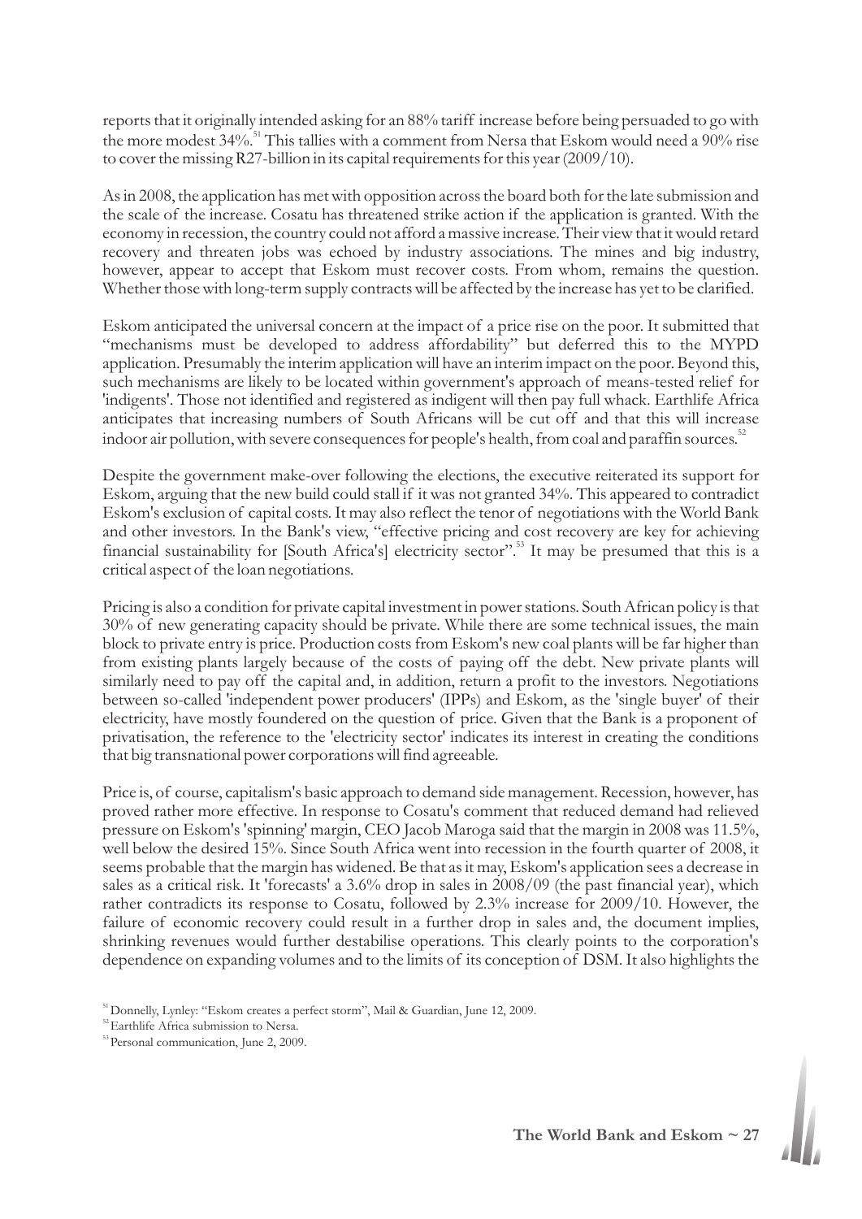reports that it originally intended asking for an 88% tariff increase before being persuaded to go with the more modest 34%.[51] This tallies with a comment from Nersa that Eskom would need a 90% rise to cover the missing R27-billion in its capital requirements for this year (2009/10).

As in 2008, the application has met with opposition across the board both for the late submission and the scale of the increase. Cosatu has threatened strike action if the application is granted. With the economy in recession, the country could not afford a massive increase. Their view that it would retard recovery and threaten jobs was echoed by industry associations. The mines and big industry, however, appear to accept that Eskom must recover costs. From whom, remains the question. Whether those with long-term supply contracts will be affected by the increase has yet to be clarified.

Eskom anticipated the universal concern at the impact of a price rise on the poor. It submitted that "mechanisms must be developed to address affordability" but deferred this to the MYPD application. Presumably the interim application will have an interim impact on the poor. Beyond this, such mechanisms are likely to be located within government's approach of means-tested relief for 'indigents'. Those not identified and registered as indigent will then pay full whack. Earthlife Africa anticipates that increasing numbers of South Africans will be cut off and that this will increase indoor air pollution, with severe consequences for people's health, from coal and paraffin sources.[52]

Despite the government make-over following the elections, the executive reiterated its support for Eskom, arguing that the new build could stall if it was not granted 34%. This appeared to contradict Eskom's exclusion of capital costs. It may also reflect the tenor of negotiations with the World Bank and other investors. In the Bank's view, "effective pricing and cost recovery are key for achieving financial sustainability for [South Africa's] electricity sector".[53] It may be presumed that this is a critical aspect of the loan negotiations.

Pricing is also a condition for private capital investment in power stations. South African policy is that 30% of new generating capacity should be private. While there are some technical issues, the main block to private entry is price. Production costs from Eskom's new coal plants will be far higher than from existing plants largely because of the costs of paying off the debt. New private plants will similarly need to pay off the capital and, in addition, return a profit to the investors. Negotiations between so-called 'independent power producers' (IPPs) and Eskom, as the 'single buyer' of their electricity, have mostly foundered on the question of price. Given that the Bank is a proponent of privatisation, the reference to the 'electricity sector' indicates its interest in creating the conditions that big transnational power corporations will find agreeable.

Price is, of course, capitalism's basic approach to demand side management. Recession, however, has proved rather more effective. In response to Cosatu's comment that reduced demand had relieved pressure on Eskom's 'spinning' margin, CEO Jacob Maroga said that the margin in 2008 was 11.5%, well below the desired 15%. Since South Africa went into recession in the fourth quarter of 2008, it seems probable that the margin has widened. Be that as it may, Eskom's application sees a decrease in sales as a critical risk. It 'forecasts' a 3.6% drop in sales in 2008/09 (the past financial year), which rather contradicts its response to Cosatu, followed by 2.3% increase for 2009/10. However, the failure of economic recovery could result in a further drop in sales and, the document implies, shrinking revenues would further destabilise operations. This clearly points to the corporation's dependence on expanding volumes and to the limits of its conception of DSM. It also highlights the

[51] Donnelly, Lynley: "Eskom creates a perfect storm", Mail & Guardian, June 12, 2009.

[52] Earthlife Africa submission to Nersa.

[53] Personal communication, June 2, 2009.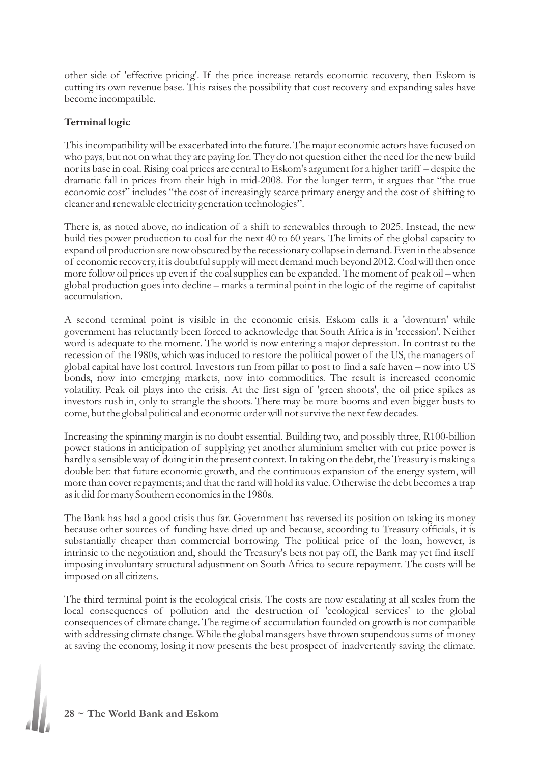other side of 'effective pricing'. If the price increase retards economic recovery, then Eskom is cutting its own revenue base. This raises the possibility that cost recovery and expanding sales have become incompatible.

**Terminal logic**

This incompatibility will be exacerbated into the future. The major economic actors have focused on who pays, but not on what they are paying for. They do not question either the need for the new build nor its base in coal. Rising coal prices are central to Eskom's argument for a higher tariff – despite the dramatic fall in prices from their high in mid-2008. For the longer term, it argues that "the true economic cost" includes "the cost of increasingly scarce primary energy and the cost of shifting to cleaner and renewable electricity generation technologies".

There is, as noted above, no indication of a shift to renewables through to 2025. Instead, the new build ties power production to coal for the next 40 to 60 years. The limits of the global capacity to expand oil production are now obscured by the recessionary collapse in demand. Even in the absence of economic recovery, it is doubtful supply will meet demand much beyond 2012. Coal will then once more follow oil prices up even if the coal supplies can be expanded. The moment of peak oil – when global production goes into decline – marks a terminal point in the logic of the regime of capitalist accumulation.

A second terminal point is visible in the economic crisis. Eskom calls it a 'downturn' while government has reluctantly been forced to acknowledge that South Africa is in 'recession'. Neither word is adequate to the moment. The world is now entering a major depression. In contrast to the recession of the 1980s, which was induced to restore the political power of the US, the managers of global capital have lost control. Investors run from pillar to post to find a safe haven – now into US bonds, now into emerging markets, now into commodities. The result is increased economic volatility. Peak oil plays into the crisis. At the first sign of 'green shoots', the oil price spikes as investors rush in, only to strangle the shoots. There may be more booms and even bigger busts to come, but the global political and economic order will not survive the next few decades.

Increasing the spinning margin is no doubt essential. Building two, and possibly three, R100-billion power stations in anticipation of supplying yet another aluminium smelter with cut price power is hardly a sensible way of doing it in the present context. In taking on the debt, the Treasury is making a double bet: that future economic growth, and the continuous expansion of the energy system, will more than cover repayments; and that the rand will hold its value. Otherwise the debt becomes a trap as it did for many Southern economies in the 1980s.

The Bank has had a good crisis thus far. Government has reversed its position on taking its money because other sources of funding have dried up and because, according to Treasury officials, it is substantially cheaper than commercial borrowing. The political price of the loan, however, is intrinsic to the negotiation and, should the Treasury's bets not pay off, the Bank may yet find itself imposing involuntary structural adjustment on South Africa to secure repayment. The costs will be imposed on all citizens.

The third terminal point is the ecological crisis. The costs are now escalating at all scales from the local consequences of pollution and the destruction of 'ecological services' to the global consequences of climate change. The regime of accumulation founded on growth is not compatible with addressing climate change. While the global managers have thrown stupendous sums of money at saving the economy, losing it now presents the best prospect of inadvertently saving the climate.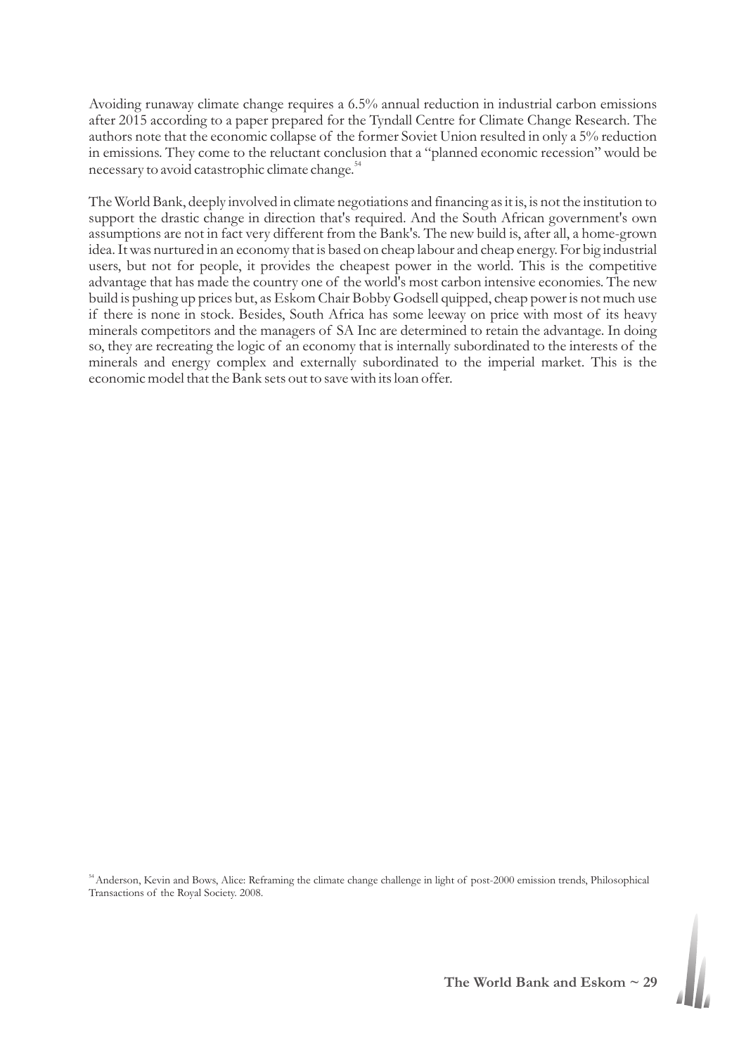Avoiding runaway climate change requires a 6.5% annual reduction in industrial carbon emissions after 2015 according to a paper prepared for the Tyndall Centre for Climate Change Research. The authors note that the economic collapse of the former Soviet Union resulted in only a 5% reduction in emissions. They come to the reluctant conclusion that a "planned economic recession" would be necessary to avoid catastrophic climate change.[54]

The World Bank, deeply involved in climate negotiations and financing as it is, is not the institution to support the drastic change in direction that's required. And the South African government's own assumptions are not in fact very different from the Bank's. The new build is, after all, a home-grown idea. It was nurtured in an economy that is based on cheap labour and cheap energy. For big industrial users, but not for people, it provides the cheapest power in the world. This is the competitive advantage that has made the country one of the world's most carbon intensive economies. The new build is pushing up prices but, as Eskom Chair Bobby Godsell quipped, cheap power is not much use if there is none in stock. Besides, South Africa has some leeway on price with most of its heavy minerals competitors and the managers of SA Inc are determined to retain the advantage. In doing so, they are recreating the logic of an economy that is internally subordinated to the interests of the minerals and energy complex and externally subordinated to the imperial market. This is the economic model that the Bank sets out to save with its loan offer.

[54] Anderson, Kevin and Bows, Alice: Reframing the climate change challenge in light of post-2000 emission trends, Philosophical Transactions of the Royal Society. 2008.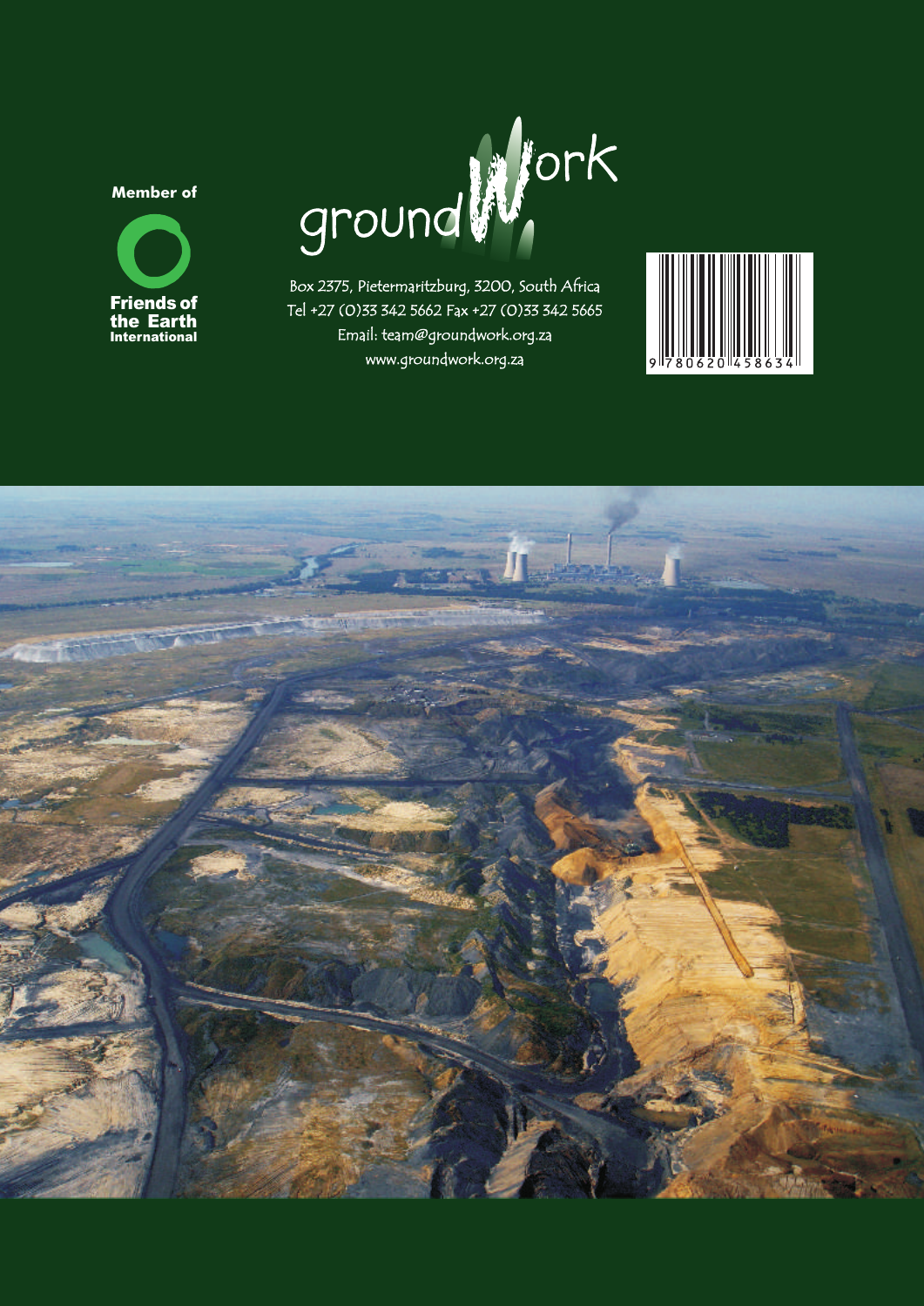Member of

Friends of the Earth International

groundWork

Box 2375, Pietermaritzburg, 3200, South Africa
Tel +27 (0)33 342 5662 Fax +27 (0)33 342 5665
Email: team@groundwork.org.za
www.groundwork.org.za

9 780620 458634